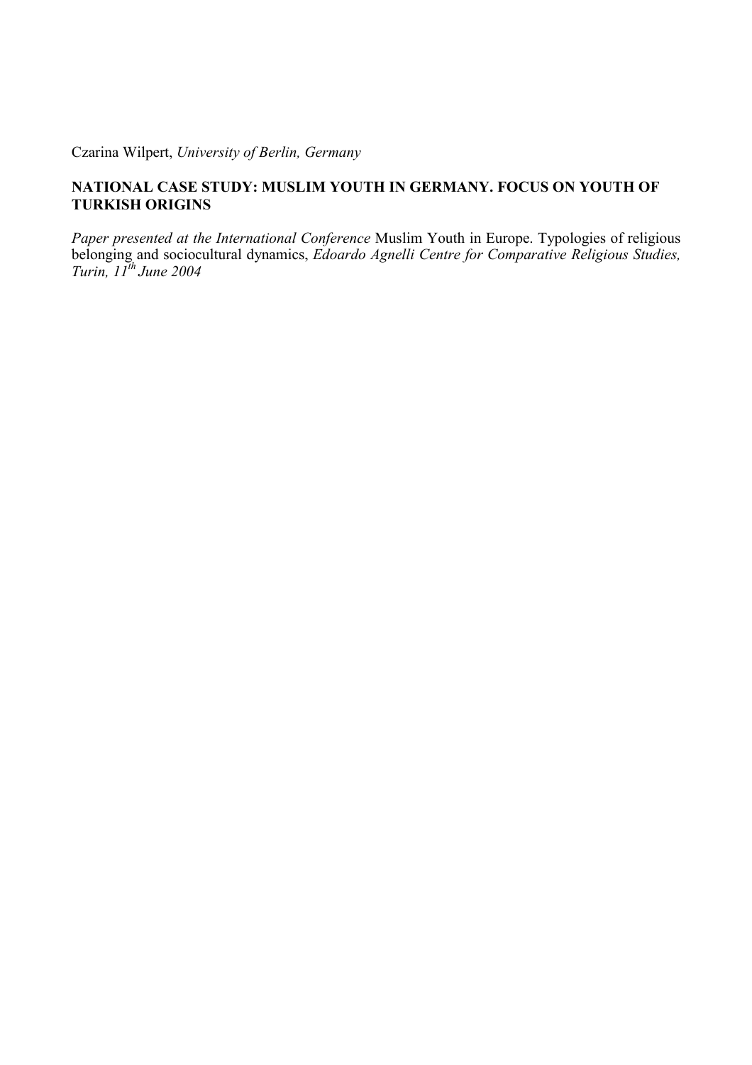Czarina Wilpert, *University of Berlin, Germany*

# NATIONAL CASE STUDY: MUSLIM YOUTH IN GERMANY. FOCUS ON YOUTH OF TURKISH ORIGINS

*Paper presented at the International Conference* Muslim Youth in Europe. Typologies of religious belonging and sociocultural dynamics, *Edoardo Agnelli Centre for Comparative Religious Studies, Turin, 11th June 2004*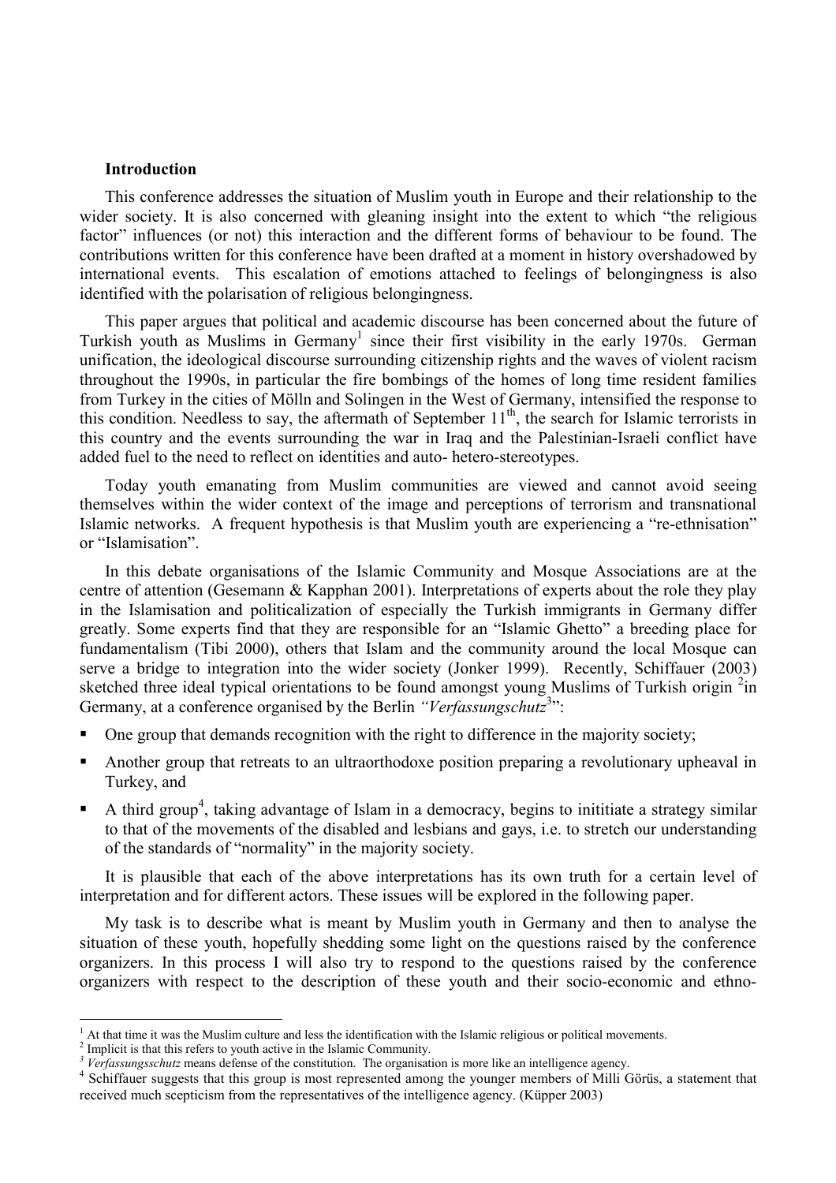**Introduction**

This conference addresses the situation of Muslim youth in Europe and their relationship to the wider society. It is also concerned with gleaning insight into the extent to which "the religious factor" influences (or not) this interaction and the different forms of behaviour to be found. The contributions written for this conference have been drafted at a moment in history overshadowed by international events. This escalation of emotions attached to feelings of belongingness is also identified with the polarisation of religious belongingness.

This paper argues that political and academic discourse has been concerned about the future of Turkish youth as Muslims in Germany[1] since their first visibility in the early 1970s. German unification, the ideological discourse surrounding citizenship rights and the waves of violent racism throughout the 1990s, in particular the fire bombings of the homes of long time resident families from Turkey in the cities of Mölln and Solingen in the West of Germany, intensified the response to this condition. Needless to say, the aftermath of September 11th, the search for Islamic terrorists in this country and the events surrounding the war in Iraq and the Palestinian-Israeli conflict have added fuel to the need to reflect on identities and auto- hetero-stereotypes.

Today youth emanating from Muslim communities are viewed and cannot avoid seeing themselves within the wider context of the image and perceptions of terrorism and transnational Islamic networks. A frequent hypothesis is that Muslim youth are experiencing a "re-ethnisation" or "Islamisation".

In this debate organisations of the Islamic Community and Mosque Associations are at the centre of attention (Gesemann & Kapphan 2001). Interpretations of experts about the role they play in the Islamisation and politicalization of especially the Turkish immigrants in Germany differ greatly. Some experts find that they are responsible for an "Islamic Ghetto" a breeding place for fundamentalism (Tibi 2000), others that Islam and the community around the local Mosque can serve a bridge to integration into the wider society (Jonker 1999). Recently, Schiffauer (2003) sketched three ideal typical orientations to be found amongst young Muslims of Turkish origin [2]in Germany, at a conference organised by the Berlin *"Verfassungschutz*[3]":

- One group that demands recognition with the right to difference in the majority society;
- Another group that retreats to an ultraorthodoxe position preparing a revolutionary upheaval in Turkey, and
- A third group[4], taking advantage of Islam in a democracy, begins to inititiate a strategy similar to that of the movements of the disabled and lesbians and gays, i.e. to stretch our understanding of the standards of "normality" in the majority society.

It is plausible that each of the above interpretations has its own truth for a certain level of interpretation and for different actors. These issues will be explored in the following paper.

My task is to describe what is meant by Muslim youth in Germany and then to analyse the situation of these youth, hopefully shedding some light on the questions raised by the conference organizers. In this process I will also try to respond to the questions raised by the conference organizers with respect to the description of these youth and their socio-economic and ethno-

---

[1] At that time it was the Muslim culture and less the identification with the Islamic religious or political movements.

[2] Implicit is that this refers to youth active in the Islamic Community.

[3] *Verfassungsschutz* means defense of the constitution. The organisation is more like an intelligence agency.

[4] Schiffauer suggests that this group is most represented among the younger members of Milli Görüs, a statement that received much scepticism from the representatives of the intelligence agency. (Küpper 2003)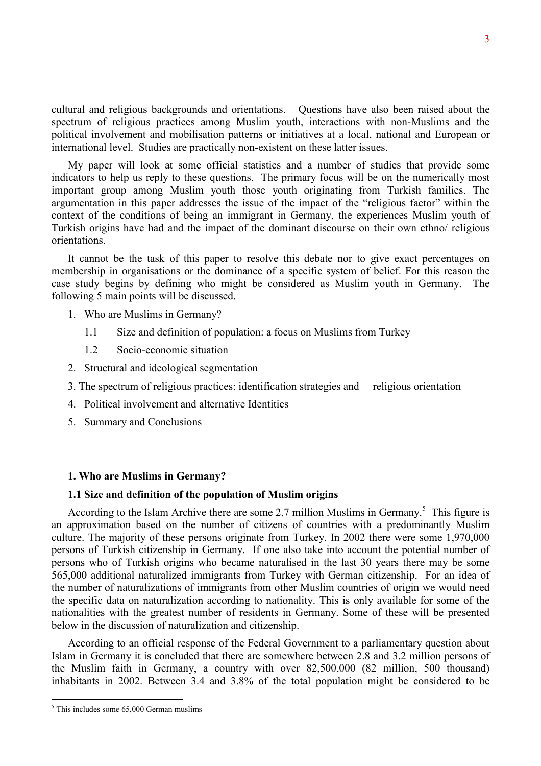cultural and religious backgrounds and orientations. Questions have also been raised about the spectrum of religious practices among Muslim youth, interactions with non-Muslims and the political involvement and mobilisation patterns or initiatives at a local, national and European or international level. Studies are practically non-existent on these latter issues.

My paper will look at some official statistics and a number of studies that provide some indicators to help us reply to these questions. The primary focus will be on the numerically most important group among Muslim youth those youth originating from Turkish families. The argumentation in this paper addresses the issue of the impact of the "religious factor" within the context of the conditions of being an immigrant in Germany, the experiences Muslim youth of Turkish origins have had and the impact of the dominant discourse on their own ethno/ religious orientations.

It cannot be the task of this paper to resolve this debate nor to give exact percentages on membership in organisations or the dominance of a specific system of belief. For this reason the case study begins by defining who might be considered as Muslim youth in Germany. The following 5 main points will be discussed.

1. Who are Muslims in Germany?
   - 1.1 Size and definition of population: a focus on Muslims from Turkey
   - 1.2 Socio-economic situation
2. Structural and ideological segmentation
3. The spectrum of religious practices: identification strategies and religious orientation
4. Political involvement and alternative Identities
5. Summary and Conclusions

### 1. Who are Muslims in Germany?

#### 1.1 Size and definition of the population of Muslim origins

According to the Islam Archive there are some 2,7 million Muslims in Germany.[5] This figure is an approximation based on the number of citizens of countries with a predominantly Muslim culture. The majority of these persons originate from Turkey. In 2002 there were some 1,970,000 persons of Turkish citizenship in Germany. If one also take into account the potential number of persons who of Turkish origins who became naturalised in the last 30 years there may be some 565,000 additional naturalized immigrants from Turkey with German citizenship. For an idea of the number of naturalizations of immigrants from other Muslim countries of origin we would need the specific data on naturalization according to nationality. This is only available for some of the nationalities with the greatest number of residents in Germany. Some of these will be presented below in the discussion of naturalization and citizenship.

According to an official response of the Federal Government to a parliamentary question about Islam in Germany it is concluded that there are somewhere between 2.8 and 3.2 million persons of the Muslim faith in Germany, a country with over 82,500,000 (82 million, 500 thousand) inhabitants in 2002. Between 3.4 and 3.8% of the total population might be considered to be

[5] This includes some 65,000 German muslims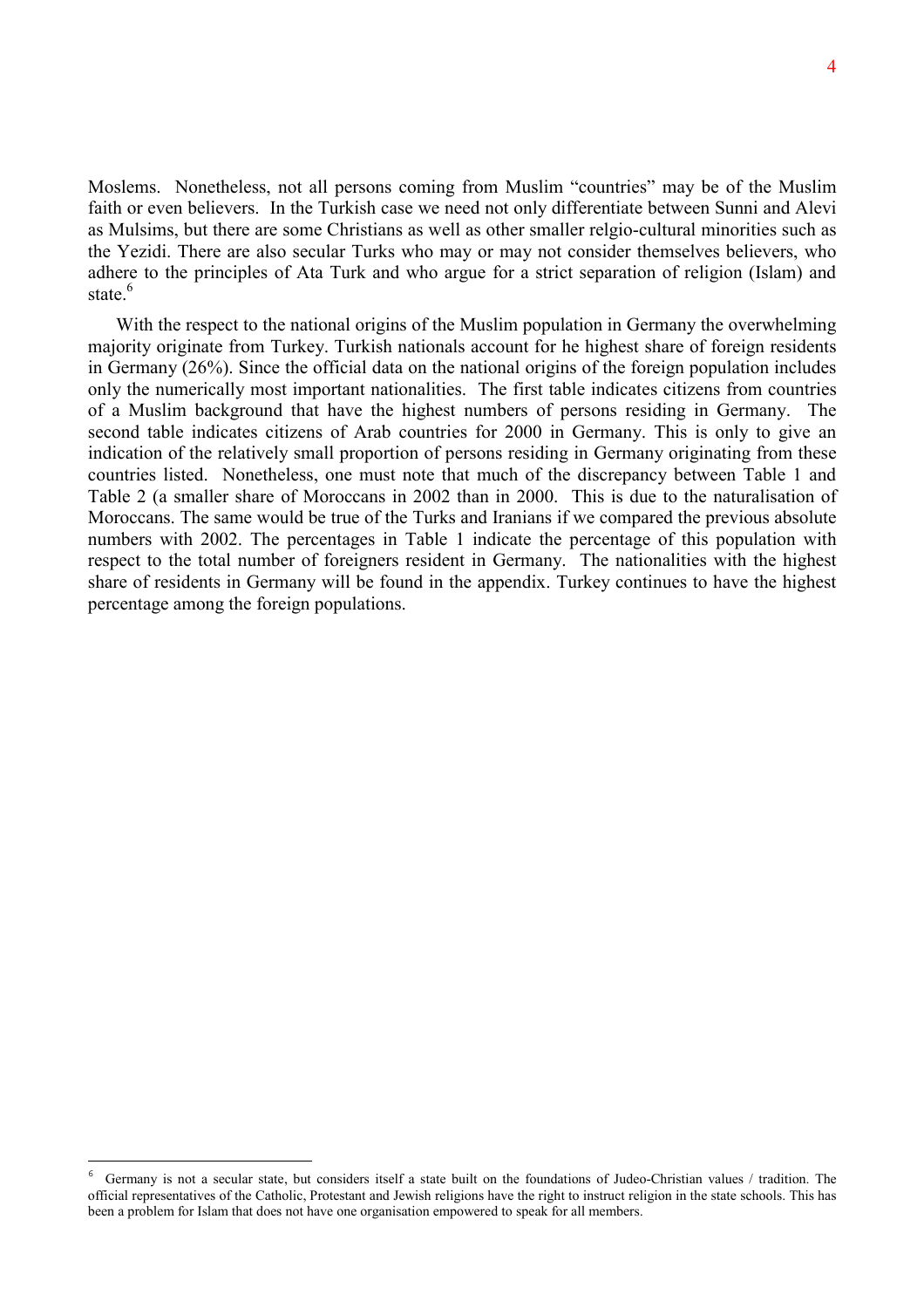Moslems. Nonetheless, not all persons coming from Muslim "countries" may be of the Muslim faith or even believers. In the Turkish case we need not only differentiate between Sunni and Alevi as Mulsims, but there are some Christians as well as other smaller relgio-cultural minorities such as the Yezidi. There are also secular Turks who may or may not consider themselves believers, who adhere to the principles of Ata Turk and who argue for a strict separation of religion (Islam) and state.[6]

With the respect to the national origins of the Muslim population in Germany the overwhelming majority originate from Turkey. Turkish nationals account for he highest share of foreign residents in Germany (26%). Since the official data on the national origins of the foreign population includes only the numerically most important nationalities. The first table indicates citizens from countries of a Muslim background that have the highest numbers of persons residing in Germany. The second table indicates citizens of Arab countries for 2000 in Germany. This is only to give an indication of the relatively small proportion of persons residing in Germany originating from these countries listed. Nonetheless, one must note that much of the discrepancy between Table 1 and Table 2 (a smaller share of Moroccans in 2002 than in 2000. This is due to the naturalisation of Moroccans. The same would be true of the Turks and Iranians if we compared the previous absolute numbers with 2002. The percentages in Table 1 indicate the percentage of this population with respect to the total number of foreigners resident in Germany. The nationalities with the highest share of residents in Germany will be found in the appendix. Turkey continues to have the highest percentage among the foreign populations.

---

[6] Germany is not a secular state, but considers itself a state built on the foundations of Judeo-Christian values / tradition. The official representatives of the Catholic, Protestant and Jewish religions have the right to instruct religion in the state schools. This has been a problem for Islam that does not have one organisation empowered to speak for all members.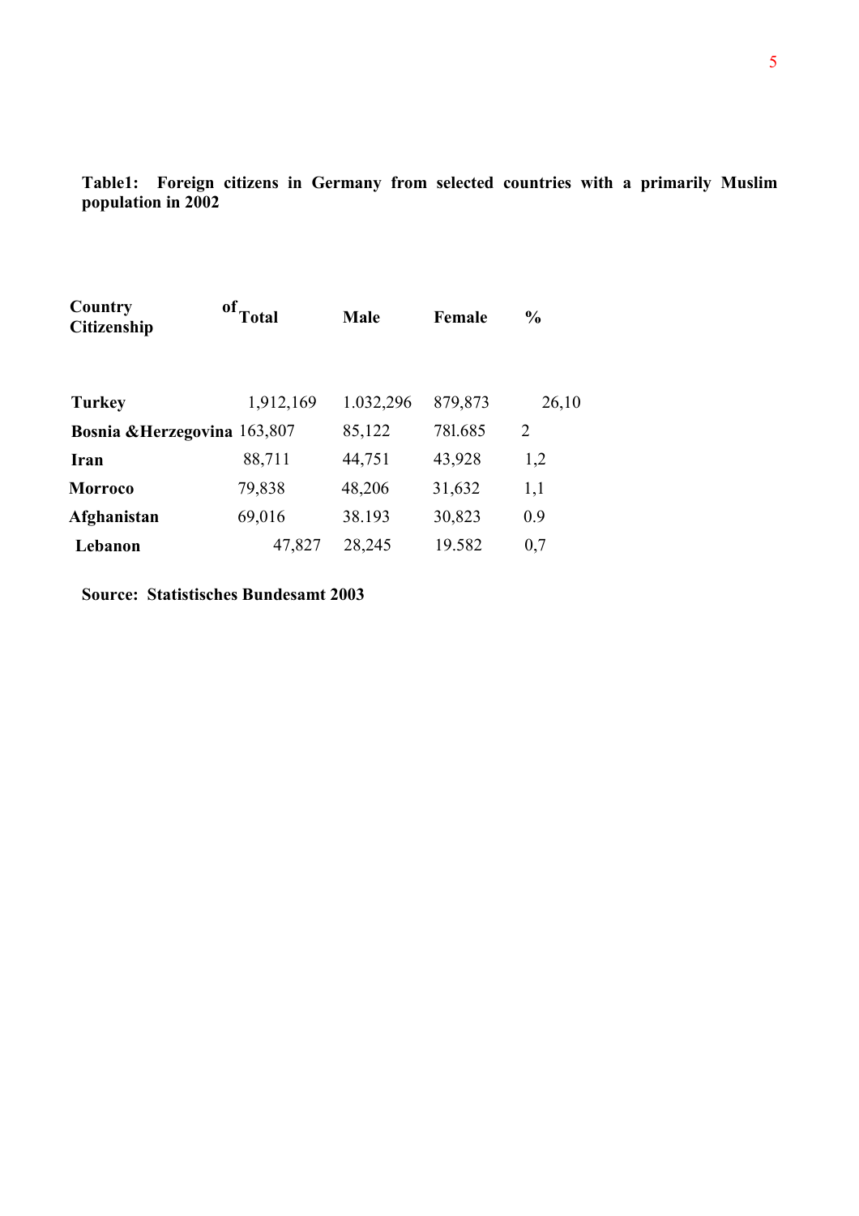**Table1: Foreign citizens in Germany from selected countries with a primarily Muslim population in 2002**

| Country of Citizenship | Total | Male | Female | % |
|---|---|---|---|---|
| **Turkey** | 1,912,169 | 1.032,296 | 879,873 | 26,10 |
| **Bosnia &Herzegovina** | 163,807 | 85,122 | 78l.685 | 2 |
| **Iran** | 88,711 | 44,751 | 43,928 | 1,2 |
| **Morroco** | 79,838 | 48,206 | 31,632 | 1,1 |
| **Afghanistan** | 69,016 | 38.193 | 30,823 | 0.9 |
| **Lebanon** | 47,827 | 28,245 | 19.582 | 0,7 |

**Source: Statistisches Bundesamt 2003**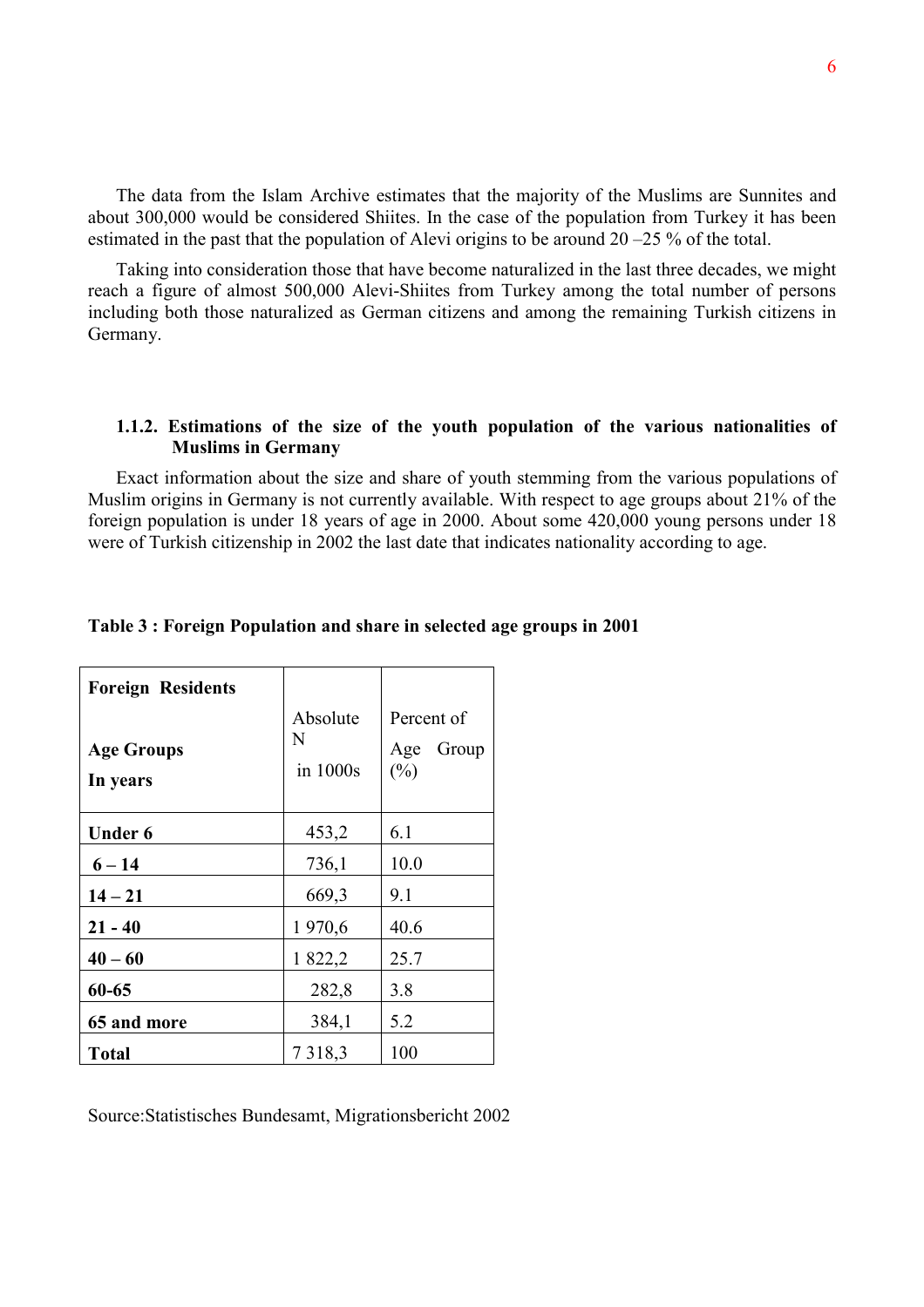The data from the Islam Archive estimates that the majority of the Muslims are Sunnites and about 300,000 would be considered Shiites. In the case of the population from Turkey it has been estimated in the past that the population of Alevi origins to be around 20 –25 % of the total.

Taking into consideration those that have become naturalized in the last three decades, we might reach a figure of almost 500,000 Alevi-Shiites from Turkey among the total number of persons including both those naturalized as German citizens and among the remaining Turkish citizens in Germany.

### 1.1.2. Estimations of the size of the youth population of the various nationalities of Muslims in Germany

Exact information about the size and share of youth stemming from the various populations of Muslim origins in Germany is not currently available. With respect to age groups about 21% of the foreign population is under 18 years of age in 2000. About some 420,000 young persons under 18 were of Turkish citizenship in 2002 the last date that indicates nationality according to age.

**Table 3 : Foreign Population and share in selected age groups in 2001**

| **Foreign Residents**<br>**Age Groups**<br>**In years** | Absolute N in 1000s | Percent of Age Group (%) |
|---|---|---|
| **Under 6** | 453,2 | 6.1 |
| **6 – 14** | 736,1 | 10.0 |
| **14 – 21** | 669,3 | 9.1 |
| **21 - 40** | 1 970,6 | 40.6 |
| **40 – 60** | 1 822,2 | 25.7 |
| **60-65** | 282,8 | 3.8 |
| **65 and more** | 384,1 | 5.2 |
| **Total** | 7 318,3 | 100 |

Source:Statistisches Bundesamt, Migrationsbericht 2002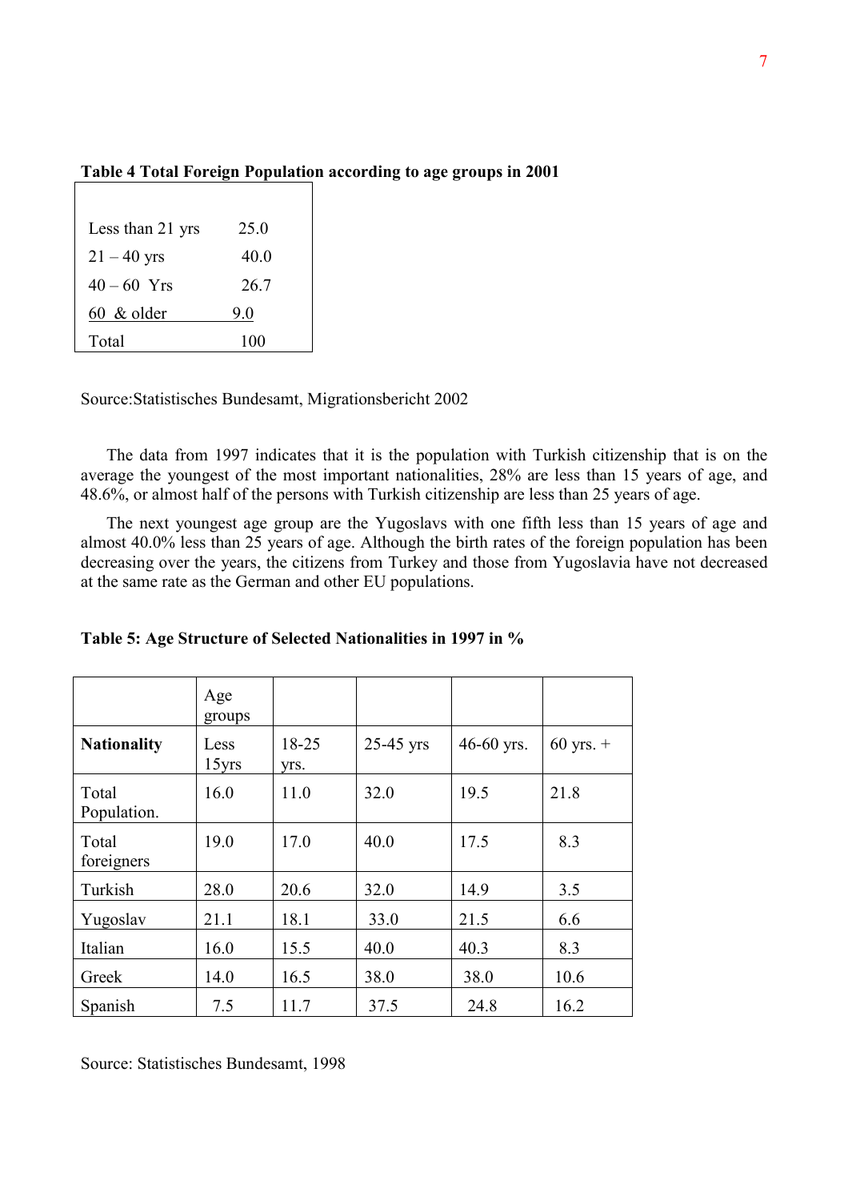**Table 4 Total Foreign Population according to age groups in 2001**

| | |
|---|---|
| Less than 21 yrs | 25.0 |
| 21 – 40 yrs | 40.0 |
| 40 – 60 Yrs | 26.7 |
| 60 & older | 9.0 |
| Total | 100 |

Source:Statistisches Bundesamt, Migrationsbericht 2002

The data from 1997 indicates that it is the population with Turkish citizenship that is on the average the youngest of the most important nationalities, 28% are less than 15 years of age, and 48.6%, or almost half of the persons with Turkish citizenship are less than 25 years of age.

The next youngest age group are the Yugoslavs with one fifth less than 15 years of age and almost 40.0% less than 25 years of age. Although the birth rates of the foreign population has been decreasing over the years, the citizens from Turkey and those from Yugoslavia have not decreased at the same rate as the German and other EU populations.

**Table 5: Age Structure of Selected Nationalities in 1997 in %**

| | Age groups | | | | |
|---|---|---|---|---|---|
| **Nationality** | Less 15yrs | 18-25 yrs. | 25-45 yrs | 46-60 yrs. | 60 yrs. + |
| Total Population. | 16.0 | 11.0 | 32.0 | 19.5 | 21.8 |
| Total foreigners | 19.0 | 17.0 | 40.0 | 17.5 | 8.3 |
| Turkish | 28.0 | 20.6 | 32.0 | 14.9 | 3.5 |
| Yugoslav | 21.1 | 18.1 | 33.0 | 21.5 | 6.6 |
| Italian | 16.0 | 15.5 | 40.0 | 40.3 | 8.3 |
| Greek | 14.0 | 16.5 | 38.0 | 38.0 | 10.6 |
| Spanish | 7.5 | 11.7 | 37.5 | 24.8 | 16.2 |

Source: Statistisches Bundesamt, 1998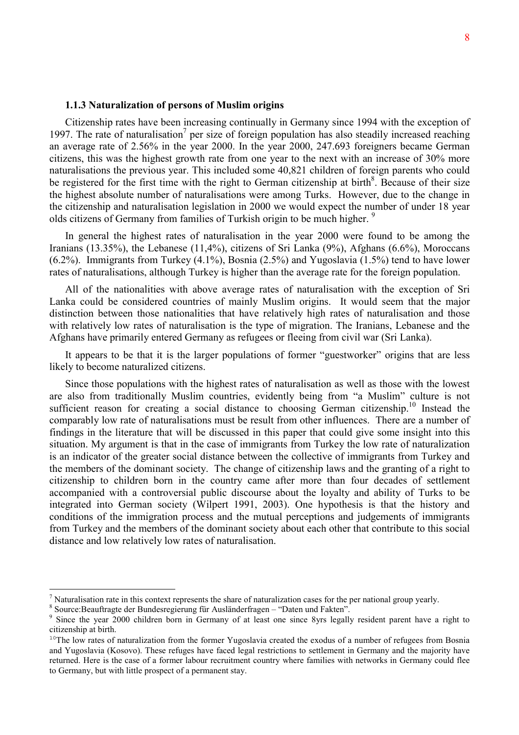### 1.1.3 Naturalization of persons of Muslim origins

Citizenship rates have been increasing continually in Germany since 1994 with the exception of 1997. The rate of naturalisation[7] per size of foreign population has also steadily increased reaching an average rate of 2.56% in the year 2000. In the year 2000, 247.693 foreigners became German citizens, this was the highest growth rate from one year to the next with an increase of 30% more naturalisations the previous year. This included some 40,821 children of foreign parents who could be registered for the first time with the right to German citizenship at birth[8]. Because of their size the highest absolute number of naturalisations were among Turks. However, due to the change in the citizenship and naturalisation legislation in 2000 we would expect the number of under 18 year olds citizens of Germany from families of Turkish origin to be much higher. [9]

In general the highest rates of naturalisation in the year 2000 were found to be among the Iranians (13.35%), the Lebanese (11,4%), citizens of Sri Lanka (9%), Afghans (6.6%), Moroccans (6.2%). Immigrants from Turkey (4.1%), Bosnia (2.5%) and Yugoslavia (1.5%) tend to have lower rates of naturalisations, although Turkey is higher than the average rate for the foreign population.

All of the nationalities with above average rates of naturalisation with the exception of Sri Lanka could be considered countries of mainly Muslim origins. It would seem that the major distinction between those nationalities that have relatively high rates of naturalisation and those with relatively low rates of naturalisation is the type of migration. The Iranians, Lebanese and the Afghans have primarily entered Germany as refugees or fleeing from civil war (Sri Lanka).

It appears to be that it is the larger populations of former "guestworker" origins that are less likely to become naturalized citizens.

Since those populations with the highest rates of naturalisation as well as those with the lowest are also from traditionally Muslim countries, evidently being from "a Muslim" culture is not sufficient reason for creating a social distance to choosing German citizenship.[10] Instead the comparably low rate of naturalisations must be result from other influences. There are a number of findings in the literature that will be discussed in this paper that could give some insight into this situation. My argument is that in the case of immigrants from Turkey the low rate of naturalization is an indicator of the greater social distance between the collective of immigrants from Turkey and the members of the dominant society. The change of citizenship laws and the granting of a right to citizenship to children born in the country came after more than four decades of settlement accompanied with a controversial public discourse about the loyalty and ability of Turks to be integrated into German society (Wilpert 1991, 2003). One hypothesis is that the history and conditions of the immigration process and the mutual perceptions and judgements of immigrants from Turkey and the members of the dominant society about each other that contribute to this social distance and low relatively low rates of naturalisation.

---

[7] Naturalisation rate in this context represents the share of naturalization cases for the per national group yearly.

[8] Source:Beauftragte der Bundesregierung für Ausländerfragen – "Daten und Fakten".

[9] Since the year 2000 children born in Germany of at least one since 8yrs legally resident parent have a right to citizenship at birth.

[10] The low rates of naturalization from the former Yugoslavia created the exodus of a number of refugees from Bosnia and Yugoslavia (Kosovo). These refuges have faced legal restrictions to settlement in Germany and the majority have returned. Here is the case of a former labour recruitment country where families with networks in Germany could flee to Germany, but with little prospect of a permanent stay.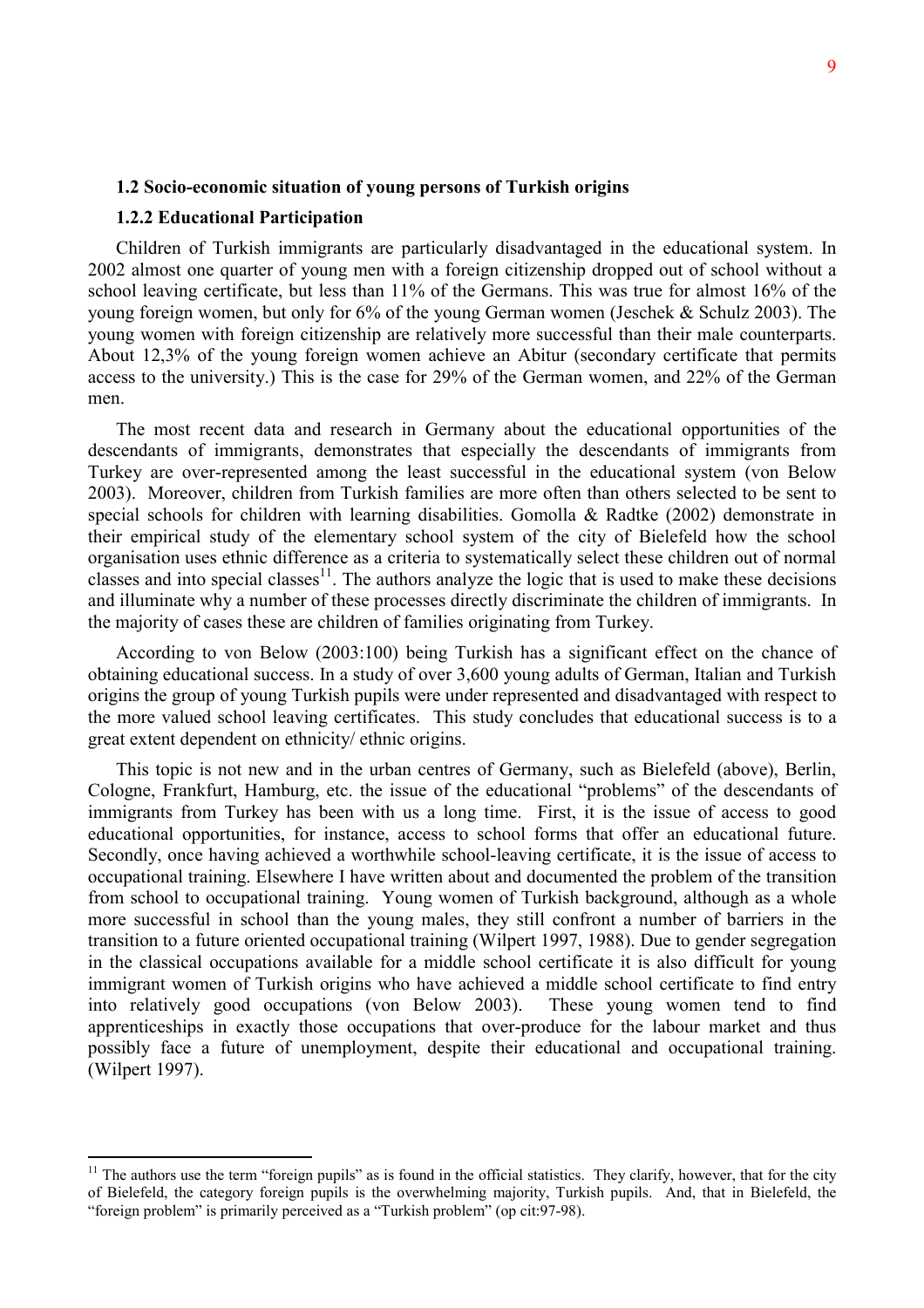### 1.2 Socio-economic situation of young persons of Turkish origins

#### 1.2.2 Educational Participation

Children of Turkish immigrants are particularly disadvantaged in the educational system. In 2002 almost one quarter of young men with a foreign citizenship dropped out of school without a school leaving certificate, but less than 11% of the Germans. This was true for almost 16% of the young foreign women, but only for 6% of the young German women (Jeschek & Schulz 2003). The young women with foreign citizenship are relatively more successful than their male counterparts. About 12,3% of the young foreign women achieve an Abitur (secondary certificate that permits access to the university.) This is the case for 29% of the German women, and 22% of the German men.

The most recent data and research in Germany about the educational opportunities of the descendants of immigrants, demonstrates that especially the descendants of immigrants from Turkey are over-represented among the least successful in the educational system (von Below 2003). Moreover, children from Turkish families are more often than others selected to be sent to special schools for children with learning disabilities. Gomolla & Radtke (2002) demonstrate in their empirical study of the elementary school system of the city of Bielefeld how the school organisation uses ethnic difference as a criteria to systematically select these children out of normal classes and into special classes[11]. The authors analyze the logic that is used to make these decisions and illuminate why a number of these processes directly discriminate the children of immigrants. In the majority of cases these are children of families originating from Turkey.

According to von Below (2003:100) being Turkish has a significant effect on the chance of obtaining educational success. In a study of over 3,600 young adults of German, Italian and Turkish origins the group of young Turkish pupils were under represented and disadvantaged with respect to the more valued school leaving certificates. This study concludes that educational success is to a great extent dependent on ethnicity/ ethnic origins.

This topic is not new and in the urban centres of Germany, such as Bielefeld (above), Berlin, Cologne, Frankfurt, Hamburg, etc. the issue of the educational "problems" of the descendants of immigrants from Turkey has been with us a long time. First, it is the issue of access to good educational opportunities, for instance, access to school forms that offer an educational future. Secondly, once having achieved a worthwhile school-leaving certificate, it is the issue of access to occupational training. Elsewhere I have written about and documented the problem of the transition from school to occupational training. Young women of Turkish background, although as a whole more successful in school than the young males, they still confront a number of barriers in the transition to a future oriented occupational training (Wilpert 1997, 1988). Due to gender segregation in the classical occupations available for a middle school certificate it is also difficult for young immigrant women of Turkish origins who have achieved a middle school certificate to find entry into relatively good occupations (von Below 2003). These young women tend to find apprenticeships in exactly those occupations that over-produce for the labour market and thus possibly face a future of unemployment, despite their educational and occupational training. (Wilpert 1997).

---

[11] The authors use the term "foreign pupils" as is found in the official statistics. They clarify, however, that for the city of Bielefeld, the category foreign pupils is the overwhelming majority, Turkish pupils. And, that in Bielefeld, the "foreign problem" is primarily perceived as a "Turkish problem" (op cit:97-98).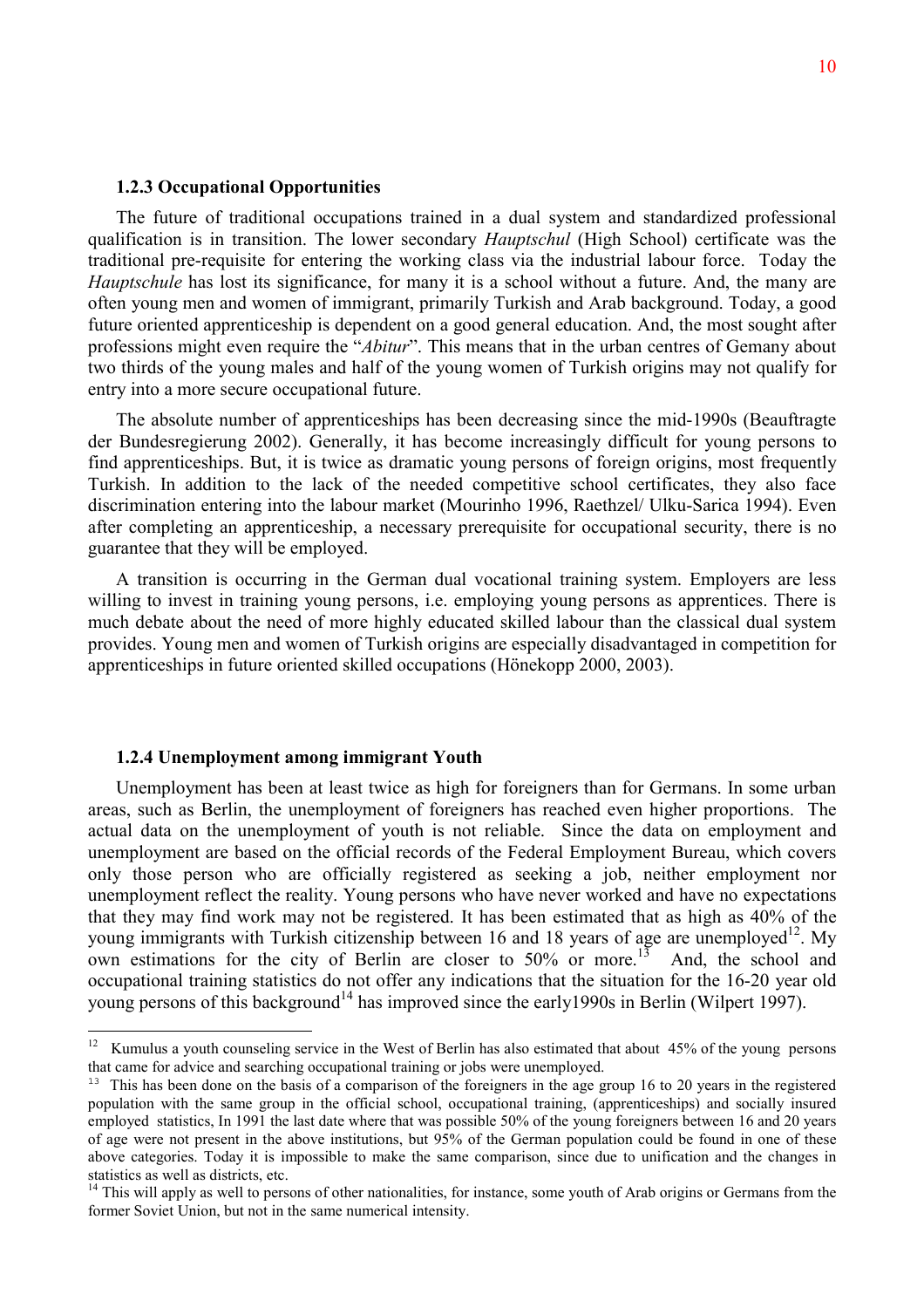### 1.2.3 Occupational Opportunities

The future of traditional occupations trained in a dual system and standardized professional qualification is in transition. The lower secondary *Hauptschul* (High School) certificate was the traditional pre-requisite for entering the working class via the industrial labour force. Today the *Hauptschule* has lost its significance, for many it is a school without a future. And, the many are often young men and women of immigrant, primarily Turkish and Arab background. Today, a good future oriented apprenticeship is dependent on a good general education. And, the most sought after professions might even require the "*Abitur*". This means that in the urban centres of Gemany about two thirds of the young males and half of the young women of Turkish origins may not qualify for entry into a more secure occupational future.

The absolute number of apprenticeships has been decreasing since the mid-1990s (Beauftragte der Bundesregierung 2002). Generally, it has become increasingly difficult for young persons to find apprenticeships. But, it is twice as dramatic young persons of foreign origins, most frequently Turkish. In addition to the lack of the needed competitive school certificates, they also face discrimination entering into the labour market (Mourinho 1996, Raethzel/ Ulku-Sarica 1994). Even after completing an apprenticeship, a necessary prerequisite for occupational security, there is no guarantee that they will be employed.

A transition is occurring in the German dual vocational training system. Employers are less willing to invest in training young persons, i.e. employing young persons as apprentices. There is much debate about the need of more highly educated skilled labour than the classical dual system provides. Young men and women of Turkish origins are especially disadvantaged in competition for apprenticeships in future oriented skilled occupations (Hönekopp 2000, 2003).

### 1.2.4 Unemployment among immigrant Youth

Unemployment has been at least twice as high for foreigners than for Germans. In some urban areas, such as Berlin, the unemployment of foreigners has reached even higher proportions. The actual data on the unemployment of youth is not reliable. Since the data on employment and unemployment are based on the official records of the Federal Employment Bureau, which covers only those person who are officially registered as seeking a job, neither employment nor unemployment reflect the reality. Young persons who have never worked and have no expectations that they may find work may not be registered. It has been estimated that as high as 40% of the young immigrants with Turkish citizenship between 16 and 18 years of age are unemployed[12]. My own estimations for the city of Berlin are closer to 50% or more.[13] And, the school and occupational training statistics do not offer any indications that the situation for the 16-20 year old young persons of this background[14] has improved since the early1990s in Berlin (Wilpert 1997).

---

[12] Kumulus a youth counseling service in the West of Berlin has also estimated that about 45% of the young persons that came for advice and searching occupational training or jobs were unemployed.

[13] This has been done on the basis of a comparison of the foreigners in the age group 16 to 20 years in the registered population with the same group in the official school, occupational training, (apprenticeships) and socially insured employed statistics, In 1991 the last date where that was possible 50% of the young foreigners between 16 and 20 years of age were not present in the above institutions, but 95% of the German population could be found in one of these above categories. Today it is impossible to make the same comparison, since due to unification and the changes in statistics as well as districts, etc.

[14] This will apply as well to persons of other nationalities, for instance, some youth of Arab origins or Germans from the former Soviet Union, but not in the same numerical intensity.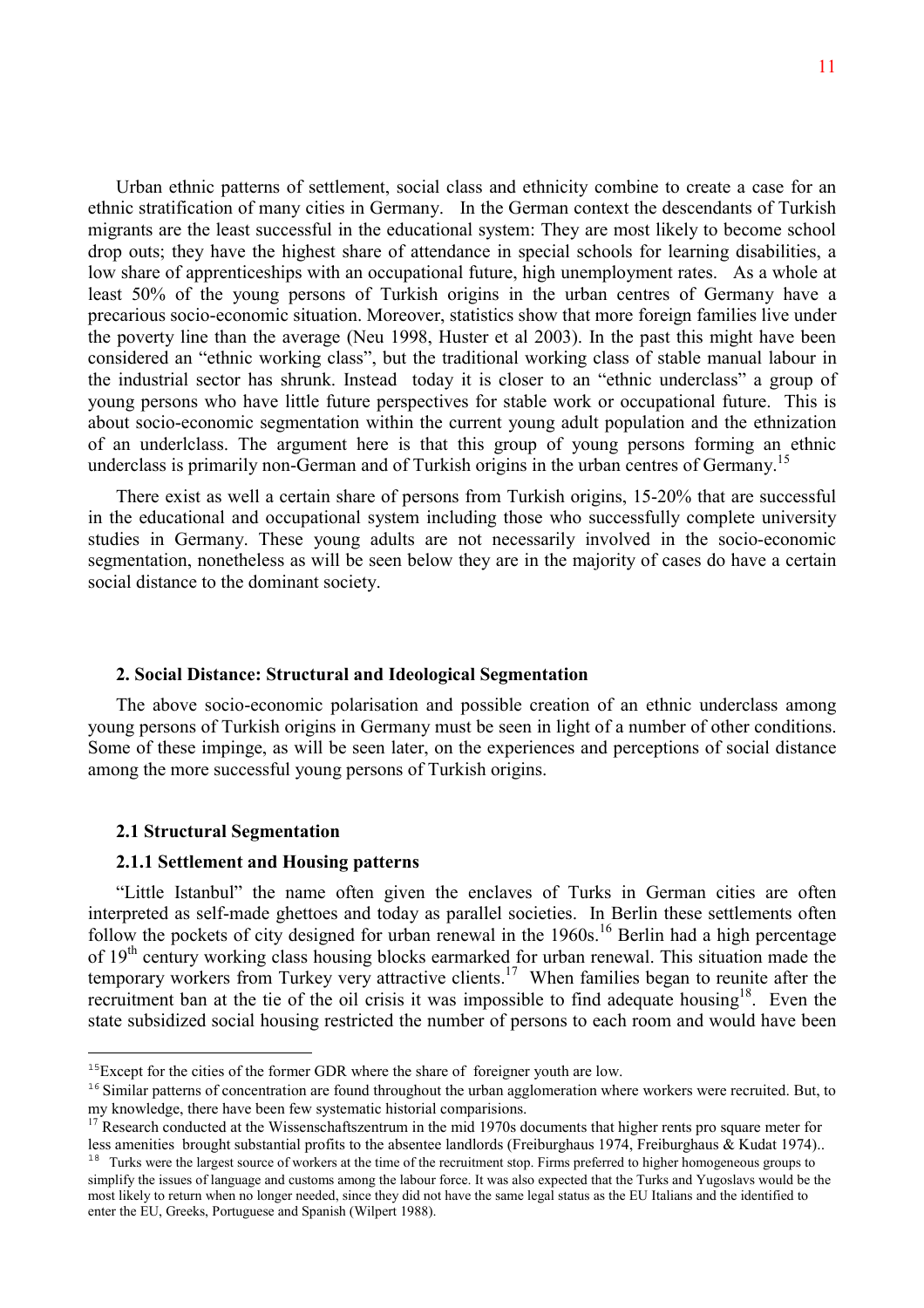Urban ethnic patterns of settlement, social class and ethnicity combine to create a case for an ethnic stratification of many cities in Germany. In the German context the descendants of Turkish migrants are the least successful in the educational system: They are most likely to become school drop outs; they have the highest share of attendance in special schools for learning disabilities, a low share of apprenticeships with an occupational future, high unemployment rates. As a whole at least 50% of the young persons of Turkish origins in the urban centres of Germany have a precarious socio-economic situation. Moreover, statistics show that more foreign families live under the poverty line than the average (Neu 1998, Huster et al 2003). In the past this might have been considered an "ethnic working class", but the traditional working class of stable manual labour in the industrial sector has shrunk. Instead today it is closer to an "ethnic underclass" a group of young persons who have little future perspectives for stable work or occupational future. This is about socio-economic segmentation within the current young adult population and the ethnization of an underlclass. The argument here is that this group of young persons forming an ethnic underclass is primarily non-German and of Turkish origins in the urban centres of Germany.[15]

There exist as well a certain share of persons from Turkish origins, 15-20% that are successful in the educational and occupational system including those who successfully complete university studies in Germany. These young adults are not necessarily involved in the socio-economic segmentation, nonetheless as will be seen below they are in the majority of cases do have a certain social distance to the dominant society.

## 2. Social Distance: Structural and Ideological Segmentation

The above socio-economic polarisation and possible creation of an ethnic underclass among young persons of Turkish origins in Germany must be seen in light of a number of other conditions. Some of these impinge, as will be seen later, on the experiences and perceptions of social distance among the more successful young persons of Turkish origins.

### 2.1 Structural Segmentation

#### 2.1.1 Settlement and Housing patterns

"Little Istanbul" the name often given the enclaves of Turks in German cities are often interpreted as self-made ghettoes and today as parallel societies. In Berlin these settlements often follow the pockets of city designed for urban renewal in the 1960s.[16] Berlin had a high percentage of 19th century working class housing blocks earmarked for urban renewal. This situation made the temporary workers from Turkey very attractive clients.[17] When families began to reunite after the recruitment ban at the tie of the oil crisis it was impossible to find adequate housing[18]. Even the state subsidized social housing restricted the number of persons to each room and would have been

---

[15] Except for the cities of the former GDR where the share of foreigner youth are low.

[16] Similar patterns of concentration are found throughout the urban agglomeration where workers were recruited. But, to my knowledge, there have been few systematic historial comparisions.

[17] Research conducted at the Wissenschaftszentrum in the mid 1970s documents that higher rents pro square meter for less amenities brought substantial profits to the absentee landlords (Freiburghaus 1974, Freiburghaus & Kudat 1974)..

[18] Turks were the largest source of workers at the time of the recruitment stop. Firms preferred to higher homogeneous groups to simplify the issues of language and customs among the labour force. It was also expected that the Turks and Yugoslavs would be the most likely to return when no longer needed, since they did not have the same legal status as the EU Italians and the identified to enter the EU, Greeks, Portuguese and Spanish (Wilpert 1988).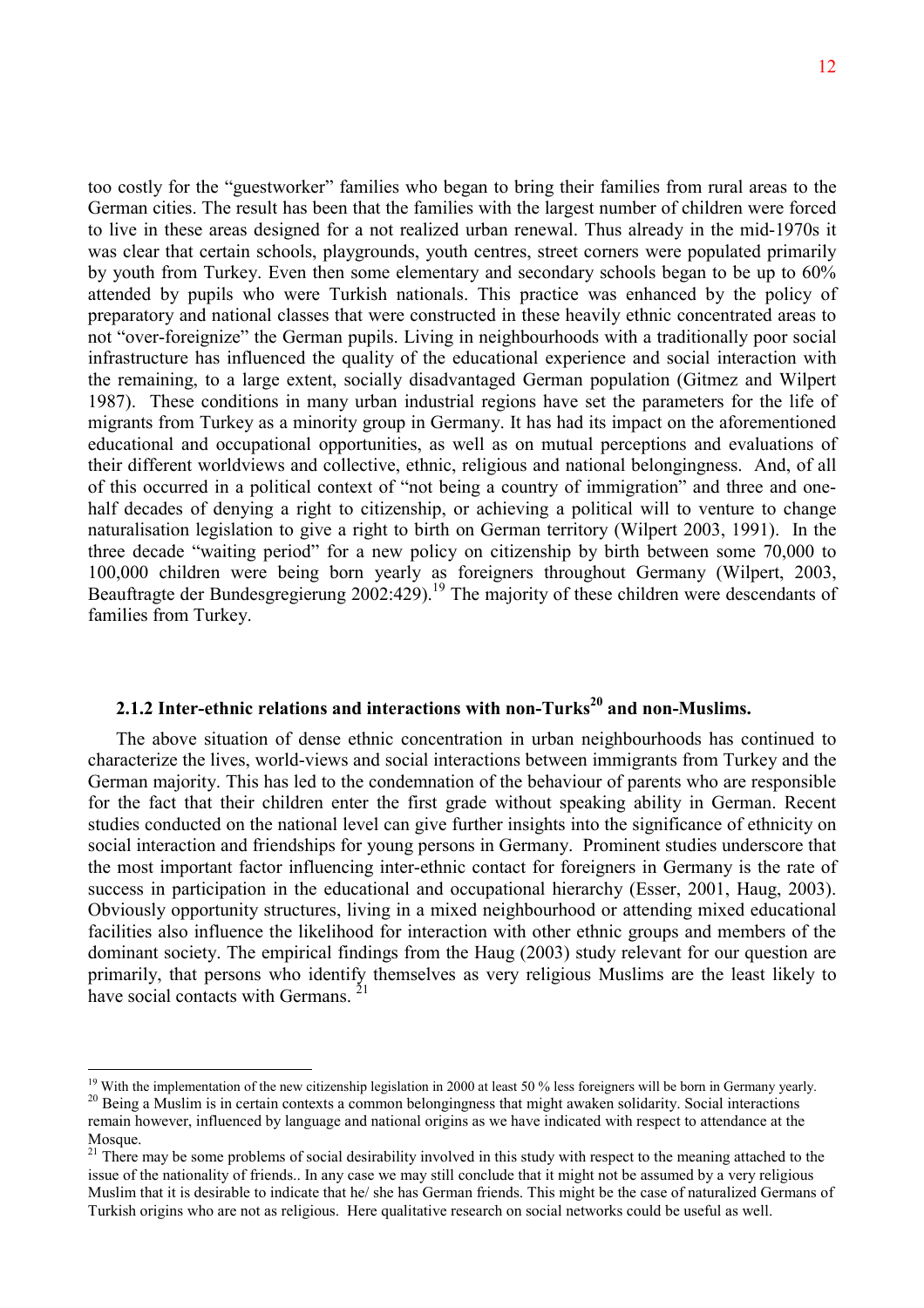too costly for the "guestworker" families who began to bring their families from rural areas to the German cities. The result has been that the families with the largest number of children were forced to live in these areas designed for a not realized urban renewal. Thus already in the mid-1970s it was clear that certain schools, playgrounds, youth centres, street corners were populated primarily by youth from Turkey. Even then some elementary and secondary schools began to be up to 60% attended by pupils who were Turkish nationals. This practice was enhanced by the policy of preparatory and national classes that were constructed in these heavily ethnic concentrated areas to not "over-foreignize" the German pupils. Living in neighbourhoods with a traditionally poor social infrastructure has influenced the quality of the educational experience and social interaction with the remaining, to a large extent, socially disadvantaged German population (Gitmez and Wilpert 1987). These conditions in many urban industrial regions have set the parameters for the life of migrants from Turkey as a minority group in Germany. It has had its impact on the aforementioned educational and occupational opportunities, as well as on mutual perceptions and evaluations of their different worldviews and collective, ethnic, religious and national belongingness. And, of all of this occurred in a political context of "not being a country of immigration" and three and one-half decades of denying a right to citizenship, or achieving a political will to venture to change naturalisation legislation to give a right to birth on German territory (Wilpert 2003, 1991). In the three decade "waiting period" for a new policy on citizenship by birth between some 70,000 to 100,000 children were being born yearly as foreigners throughout Germany (Wilpert, 2003, Beauftragte der Bundesgregierung 2002:429).[19] The majority of these children were descendants of families from Turkey.

### 2.1.2 Inter-ethnic relations and interactions with non-Turks[20] and non-Muslims.

The above situation of dense ethnic concentration in urban neighbourhoods has continued to characterize the lives, world-views and social interactions between immigrants from Turkey and the German majority. This has led to the condemnation of the behaviour of parents who are responsible for the fact that their children enter the first grade without speaking ability in German. Recent studies conducted on the national level can give further insights into the significance of ethnicity on social interaction and friendships for young persons in Germany. Prominent studies underscore that the most important factor influencing inter-ethnic contact for foreigners in Germany is the rate of success in participation in the educational and occupational hierarchy (Esser, 2001, Haug, 2003). Obviously opportunity structures, living in a mixed neighbourhood or attending mixed educational facilities also influence the likelihood for interaction with other ethnic groups and members of the dominant society. The empirical findings from the Haug (2003) study relevant for our question are primarily, that persons who identify themselves as very religious Muslims are the least likely to have social contacts with Germans. [21]

---

[19] With the implementation of the new citizenship legislation in 2000 at least 50 % less foreigners will be born in Germany yearly.

[20] Being a Muslim is in certain contexts a common belongingness that might awaken solidarity. Social interactions remain however, influenced by language and national origins as we have indicated with respect to attendance at the Mosque.

[21] There may be some problems of social desirability involved in this study with respect to the meaning attached to the issue of the nationality of friends.. In any case we may still conclude that it might not be assumed by a very religious Muslim that it is desirable to indicate that he/ she has German friends. This might be the case of naturalized Germans of Turkish origins who are not as religious. Here qualitative research on social networks could be useful as well.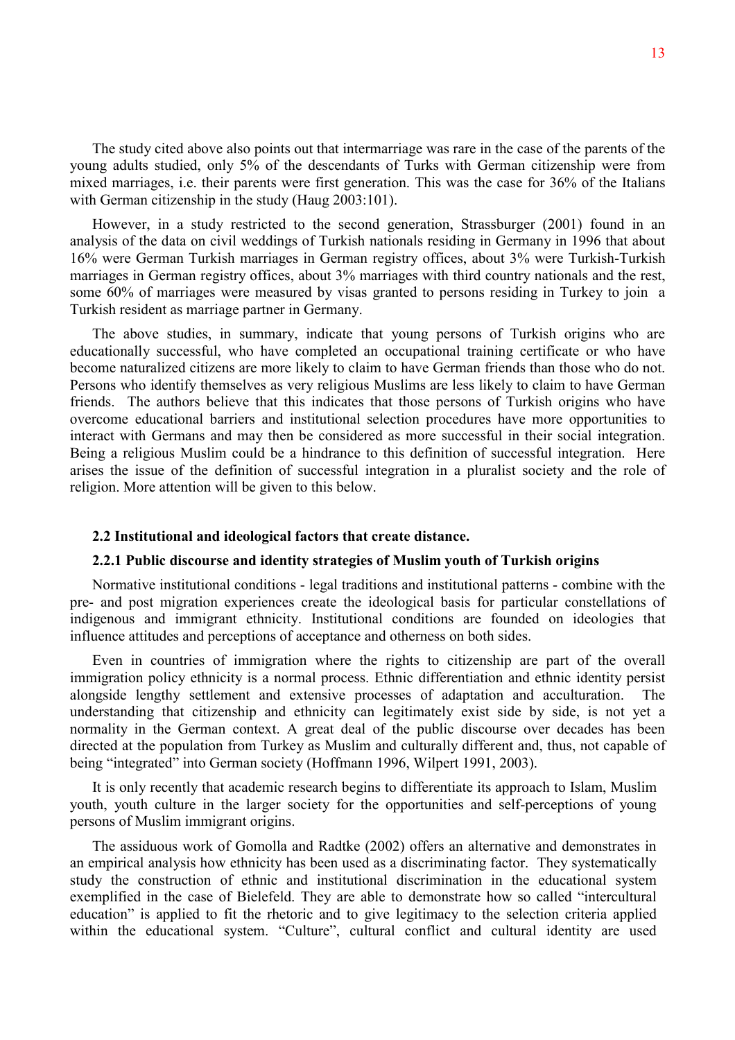The study cited above also points out that intermarriage was rare in the case of the parents of the young adults studied, only 5% of the descendants of Turks with German citizenship were from mixed marriages, i.e. their parents were first generation. This was the case for 36% of the Italians with German citizenship in the study (Haug 2003:101).

However, in a study restricted to the second generation, Strassburger (2001) found in an analysis of the data on civil weddings of Turkish nationals residing in Germany in 1996 that about 16% were German Turkish marriages in German registry offices, about 3% were Turkish-Turkish marriages in German registry offices, about 3% marriages with third country nationals and the rest, some 60% of marriages were measured by visas granted to persons residing in Turkey to join a Turkish resident as marriage partner in Germany.

The above studies, in summary, indicate that young persons of Turkish origins who are educationally successful, who have completed an occupational training certificate or who have become naturalized citizens are more likely to claim to have German friends than those who do not. Persons who identify themselves as very religious Muslims are less likely to claim to have German friends. The authors believe that this indicates that those persons of Turkish origins who have overcome educational barriers and institutional selection procedures have more opportunities to interact with Germans and may then be considered as more successful in their social integration. Being a religious Muslim could be a hindrance to this definition of successful integration. Here arises the issue of the definition of successful integration in a pluralist society and the role of religion. More attention will be given to this below.

### 2.2 Institutional and ideological factors that create distance.

#### 2.2.1 Public discourse and identity strategies of Muslim youth of Turkish origins

Normative institutional conditions - legal traditions and institutional patterns - combine with the pre- and post migration experiences create the ideological basis for particular constellations of indigenous and immigrant ethnicity. Institutional conditions are founded on ideologies that influence attitudes and perceptions of acceptance and otherness on both sides.

Even in countries of immigration where the rights to citizenship are part of the overall immigration policy ethnicity is a normal process. Ethnic differentiation and ethnic identity persist alongside lengthy settlement and extensive processes of adaptation and acculturation. The understanding that citizenship and ethnicity can legitimately exist side by side, is not yet a normality in the German context. A great deal of the public discourse over decades has been directed at the population from Turkey as Muslim and culturally different and, thus, not capable of being "integrated" into German society (Hoffmann 1996, Wilpert 1991, 2003).

It is only recently that academic research begins to differentiate its approach to Islam, Muslim youth, youth culture in the larger society for the opportunities and self-perceptions of young persons of Muslim immigrant origins.

The assiduous work of Gomolla and Radtke (2002) offers an alternative and demonstrates in an empirical analysis how ethnicity has been used as a discriminating factor. They systematically study the construction of ethnic and institutional discrimination in the educational system exemplified in the case of Bielefeld. They are able to demonstrate how so called "intercultural education" is applied to fit the rhetoric and to give legitimacy to the selection criteria applied within the educational system. "Culture", cultural conflict and cultural identity are used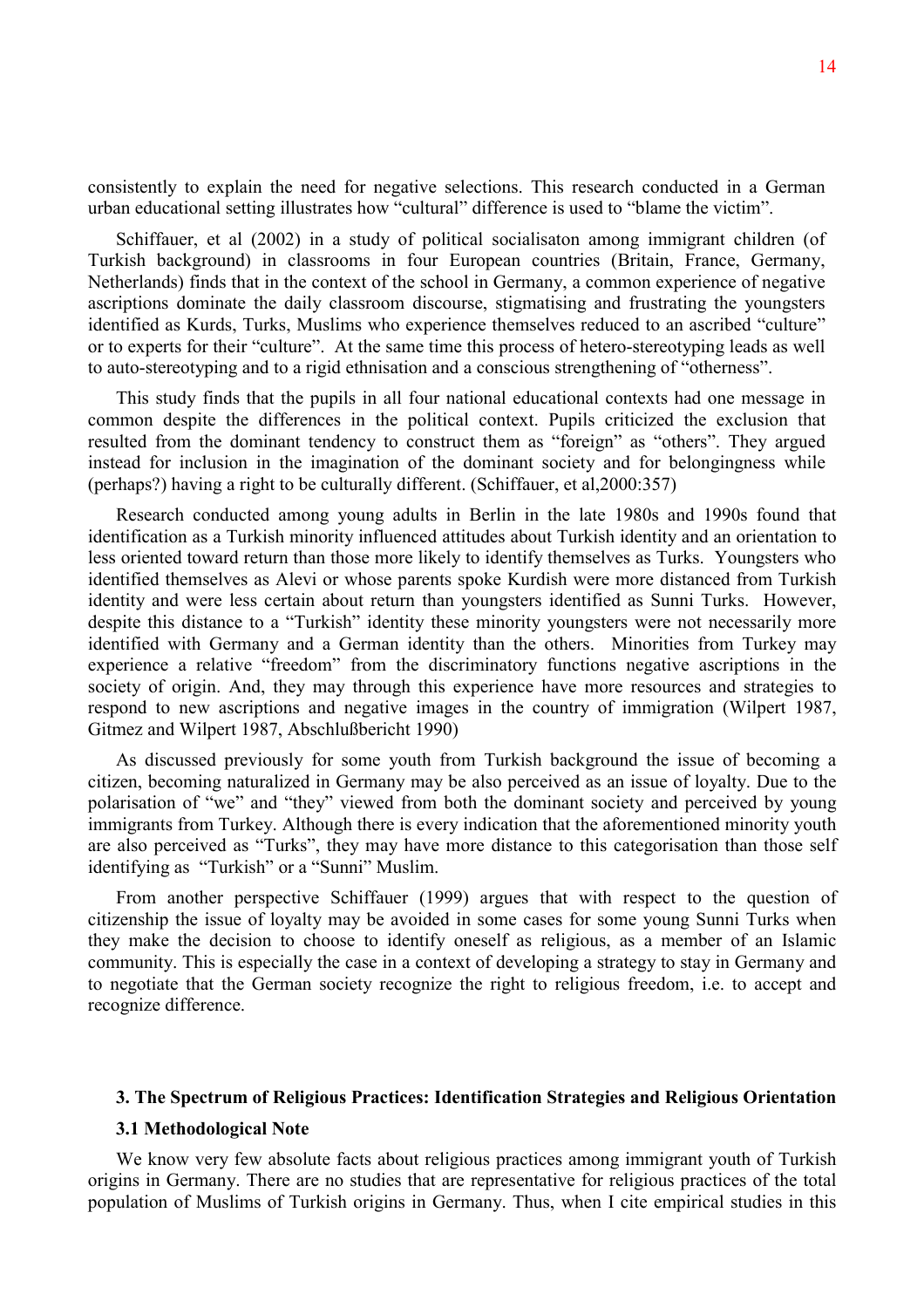consistently to explain the need for negative selections. This research conducted in a German urban educational setting illustrates how "cultural" difference is used to "blame the victim".

Schiffauer, et al (2002) in a study of political socialisaton among immigrant children (of Turkish background) in classrooms in four European countries (Britain, France, Germany, Netherlands) finds that in the context of the school in Germany, a common experience of negative ascriptions dominate the daily classroom discourse, stigmatising and frustrating the youngsters identified as Kurds, Turks, Muslims who experience themselves reduced to an ascribed "culture" or to experts for their "culture". At the same time this process of hetero-stereotyping leads as well to auto-stereotyping and to a rigid ethnisation and a conscious strengthening of "otherness".

This study finds that the pupils in all four national educational contexts had one message in common despite the differences in the political context. Pupils criticized the exclusion that resulted from the dominant tendency to construct them as "foreign" as "others". They argued instead for inclusion in the imagination of the dominant society and for belongingness while (perhaps?) having a right to be culturally different. (Schiffauer, et al,2000:357)

Research conducted among young adults in Berlin in the late 1980s and 1990s found that identification as a Turkish minority influenced attitudes about Turkish identity and an orientation to less oriented toward return than those more likely to identify themselves as Turks. Youngsters who identified themselves as Alevi or whose parents spoke Kurdish were more distanced from Turkish identity and were less certain about return than youngsters identified as Sunni Turks. However, despite this distance to a "Turkish" identity these minority youngsters were not necessarily more identified with Germany and a German identity than the others. Minorities from Turkey may experience a relative "freedom" from the discriminatory functions negative ascriptions in the society of origin. And, they may through this experience have more resources and strategies to respond to new ascriptions and negative images in the country of immigration (Wilpert 1987, Gitmez and Wilpert 1987, Abschlußbericht 1990)

As discussed previously for some youth from Turkish background the issue of becoming a citizen, becoming naturalized in Germany may be also perceived as an issue of loyalty. Due to the polarisation of "we" and "they" viewed from both the dominant society and perceived by young immigrants from Turkey. Although there is every indication that the aforementioned minority youth are also perceived as "Turks", they may have more distance to this categorisation than those self identifying as "Turkish" or a "Sunni" Muslim.

From another perspective Schiffauer (1999) argues that with respect to the question of citizenship the issue of loyalty may be avoided in some cases for some young Sunni Turks when they make the decision to choose to identify oneself as religious, as a member of an Islamic community. This is especially the case in a context of developing a strategy to stay in Germany and to negotiate that the German society recognize the right to religious freedom, i.e. to accept and recognize difference.

## 3. The Spectrum of Religious Practices: Identification Strategies and Religious Orientation

### 3.1 Methodological Note

We know very few absolute facts about religious practices among immigrant youth of Turkish origins in Germany. There are no studies that are representative for religious practices of the total population of Muslims of Turkish origins in Germany. Thus, when I cite empirical studies in this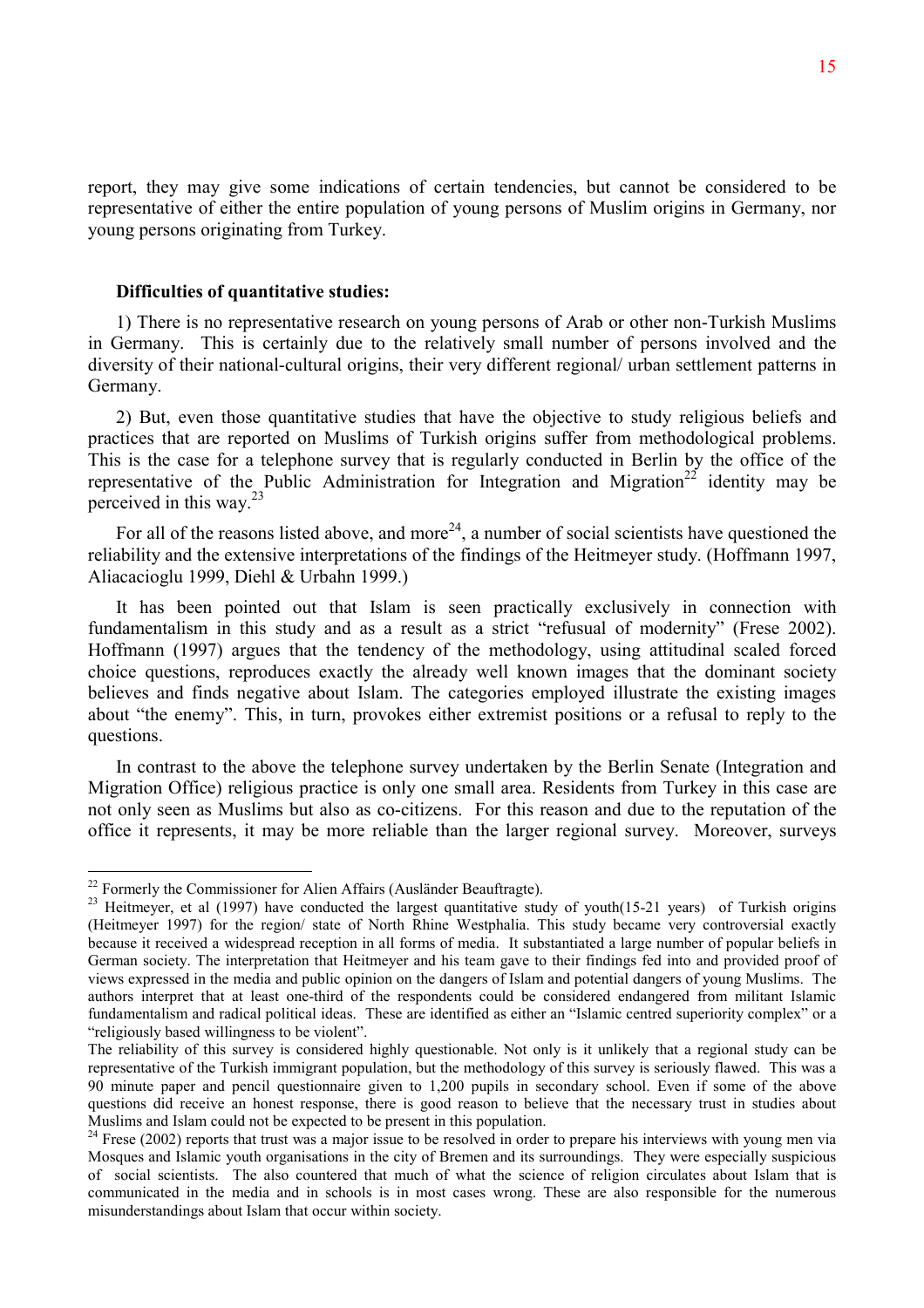report, they may give some indications of certain tendencies, but cannot be considered to be representative of either the entire population of young persons of Muslim origins in Germany, nor young persons originating from Turkey.

**Difficulties of quantitative studies:**

1) There is no representative research on young persons of Arab or other non-Turkish Muslims in Germany. This is certainly due to the relatively small number of persons involved and the diversity of their national-cultural origins, their very different regional/ urban settlement patterns in Germany.

2) But, even those quantitative studies that have the objective to study religious beliefs and practices that are reported on Muslims of Turkish origins suffer from methodological problems. This is the case for a telephone survey that is regularly conducted in Berlin by the office of the representative of the Public Administration for Integration and Migration[22] identity may be perceived in this way.[23]

For all of the reasons listed above, and more[24], a number of social scientists have questioned the reliability and the extensive interpretations of the findings of the Heitmeyer study. (Hoffmann 1997, Aliacacioglu 1999, Diehl & Urbahn 1999.)

It has been pointed out that Islam is seen practically exclusively in connection with fundamentalism in this study and as a result as a strict "refusual of modernity" (Frese 2002). Hoffmann (1997) argues that the tendency of the methodology, using attitudinal scaled forced choice questions, reproduces exactly the already well known images that the dominant society believes and finds negative about Islam. The categories employed illustrate the existing images about "the enemy". This, in turn, provokes either extremist positions or a refusal to reply to the questions.

In contrast to the above the telephone survey undertaken by the Berlin Senate (Integration and Migration Office) religious practice is only one small area. Residents from Turkey in this case are not only seen as Muslims but also as co-citizens. For this reason and due to the reputation of the office it represents, it may be more reliable than the larger regional survey. Moreover, surveys

---

[22] Formerly the Commissioner for Alien Affairs (Ausländer Beauftragte).

[23] Heitmeyer, et al (1997) have conducted the largest quantitative study of youth(15-21 years) of Turkish origins (Heitmeyer 1997) for the region/ state of North Rhine Westphalia. This study became very controversial exactly because it received a widespread reception in all forms of media. It substantiated a large number of popular beliefs in German society. The interpretation that Heitmeyer and his team gave to their findings fed into and provided proof of views expressed in the media and public opinion on the dangers of Islam and potential dangers of young Muslims. The authors interpret that at least one-third of the respondents could be considered endangered from militant Islamic fundamentalism and radical political ideas. These are identified as either an "Islamic centred superiority complex" or a "religiously based willingness to be violent".

The reliability of this survey is considered highly questionable. Not only is it unlikely that a regional study can be representative of the Turkish immigrant population, but the methodology of this survey is seriously flawed. This was a 90 minute paper and pencil questionnaire given to 1,200 pupils in secondary school. Even if some of the above questions did receive an honest response, there is good reason to believe that the necessary trust in studies about Muslims and Islam could not be expected to be present in this population.

[24] Frese (2002) reports that trust was a major issue to be resolved in order to prepare his interviews with young men via Mosques and Islamic youth organisations in the city of Bremen and its surroundings. They were especially suspicious of social scientists. The also countered that much of what the science of religion circulates about Islam that is communicated in the media and in schools is in most cases wrong. These are also responsible for the numerous misunderstandings about Islam that occur within society.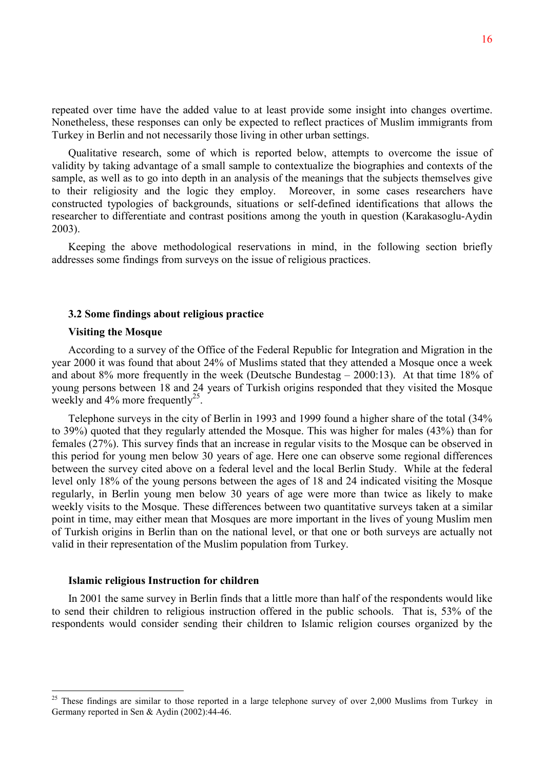repeated over time have the added value to at least provide some insight into changes overtime. Nonetheless, these responses can only be expected to reflect practices of Muslim immigrants from Turkey in Berlin and not necessarily those living in other urban settings.

Qualitative research, some of which is reported below, attempts to overcome the issue of validity by taking advantage of a small sample to contextualize the biographies and contexts of the sample, as well as to go into depth in an analysis of the meanings that the subjects themselves give to their religiosity and the logic they employ. Moreover, in some cases researchers have constructed typologies of backgrounds, situations or self-defined identifications that allows the researcher to differentiate and contrast positions among the youth in question (Karakasoglu-Aydin 2003).

Keeping the above methodological reservations in mind, in the following section briefly addresses some findings from surveys on the issue of religious practices.

### 3.2 Some findings about religious practice

#### Visiting the Mosque

According to a survey of the Office of the Federal Republic for Integration and Migration in the year 2000 it was found that about 24% of Muslims stated that they attended a Mosque once a week and about 8% more frequently in the week (Deutsche Bundestag – 2000:13). At that time 18% of young persons between 18 and 24 years of Turkish origins responded that they visited the Mosque weekly and 4% more frequently[25].

Telephone surveys in the city of Berlin in 1993 and 1999 found a higher share of the total (34% to 39%) quoted that they regularly attended the Mosque. This was higher for males (43%) than for females (27%). This survey finds that an increase in regular visits to the Mosque can be observed in this period for young men below 30 years of age. Here one can observe some regional differences between the survey cited above on a federal level and the local Berlin Study. While at the federal level only 18% of the young persons between the ages of 18 and 24 indicated visiting the Mosque regularly, in Berlin young men below 30 years of age were more than twice as likely to make weekly visits to the Mosque. These differences between two quantitative surveys taken at a similar point in time, may either mean that Mosques are more important in the lives of young Muslim men of Turkish origins in Berlin than on the national level, or that one or both surveys are actually not valid in their representation of the Muslim population from Turkey.

#### Islamic religious Instruction for children

In 2001 the same survey in Berlin finds that a little more than half of the respondents would like to send their children to religious instruction offered in the public schools. That is, 53% of the respondents would consider sending their children to Islamic religion courses organized by the

---

[25] These findings are similar to those reported in a large telephone survey of over 2,000 Muslims from Turkey in Germany reported in Sen & Aydin (2002):44-46.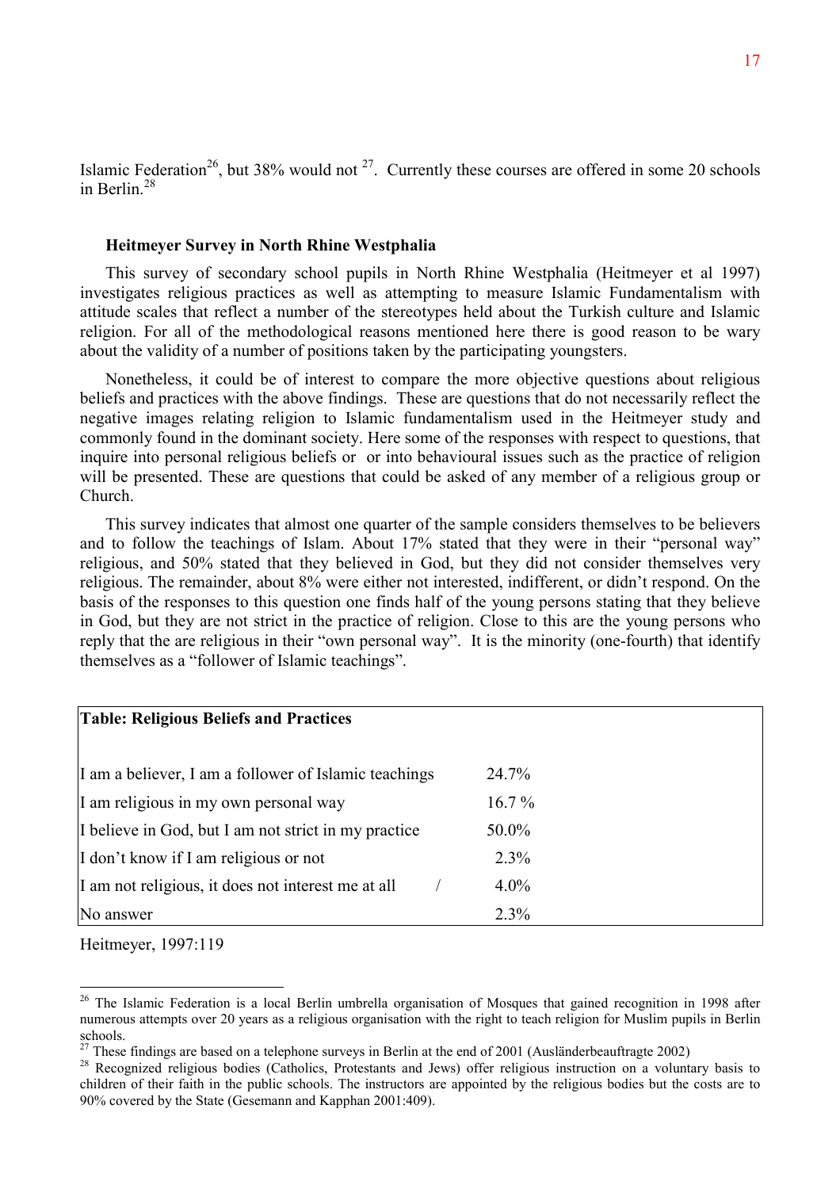Islamic Federation[26], but 38% would not [27]. Currently these courses are offered in some 20 schools in Berlin.[28]

### Heitmeyer Survey in North Rhine Westphalia

This survey of secondary school pupils in North Rhine Westphalia (Heitmeyer et al 1997) investigates religious practices as well as attempting to measure Islamic Fundamentalism with attitude scales that reflect a number of the stereotypes held about the Turkish culture and Islamic religion. For all of the methodological reasons mentioned here there is good reason to be wary about the validity of a number of positions taken by the participating youngsters.

Nonetheless, it could be of interest to compare the more objective questions about religious beliefs and practices with the above findings. These are questions that do not necessarily reflect the negative images relating religion to Islamic fundamentalism used in the Heitmeyer study and commonly found in the dominant society. Here some of the responses with respect to questions, that inquire into personal religious beliefs or or into behavioural issues such as the practice of religion will be presented. These are questions that could be asked of any member of a religious group or Church.

This survey indicates that almost one quarter of the sample considers themselves to be believers and to follow the teachings of Islam. About 17% stated that they were in their "personal way" religious, and 50% stated that they believed in God, but they did not consider themselves very religious. The remainder, about 8% were either not interested, indifferent, or didn't respond. On the basis of the responses to this question one finds half of the young persons stating that they believe in God, but they are not strict in the practice of religion. Close to this are the young persons who reply that the are religious in their "own personal way". It is the minority (one-fourth) that identify themselves as a "follower of Islamic teachings".

| **Table: Religious Beliefs and Practices** | |
|---|---|
| I am a believer, I am a follower of Islamic teachings | 24.7% |
| I am religious in my own personal way | 16.7 % |
| I believe in God, but I am not strict in my practice | 50.0% |
| I don't know if I am religious or not | 2.3% |
| I am not religious, it does not interest me at all / | 4.0% |
| No answer | 2.3% |

Heitmeyer, 1997:119

[26] The Islamic Federation is a local Berlin umbrella organisation of Mosques that gained recognition in 1998 after numerous attempts over 20 years as a religious organisation with the right to teach religion for Muslim pupils in Berlin schools.

[27] These findings are based on a telephone surveys in Berlin at the end of 2001 (Ausländerbeauftragte 2002)

[28] Recognized religious bodies (Catholics, Protestants and Jews) offer religious instruction on a voluntary basis to children of their faith in the public schools. The instructors are appointed by the religious bodies but the costs are to 90% covered by the State (Gesemann and Kapphan 2001:409).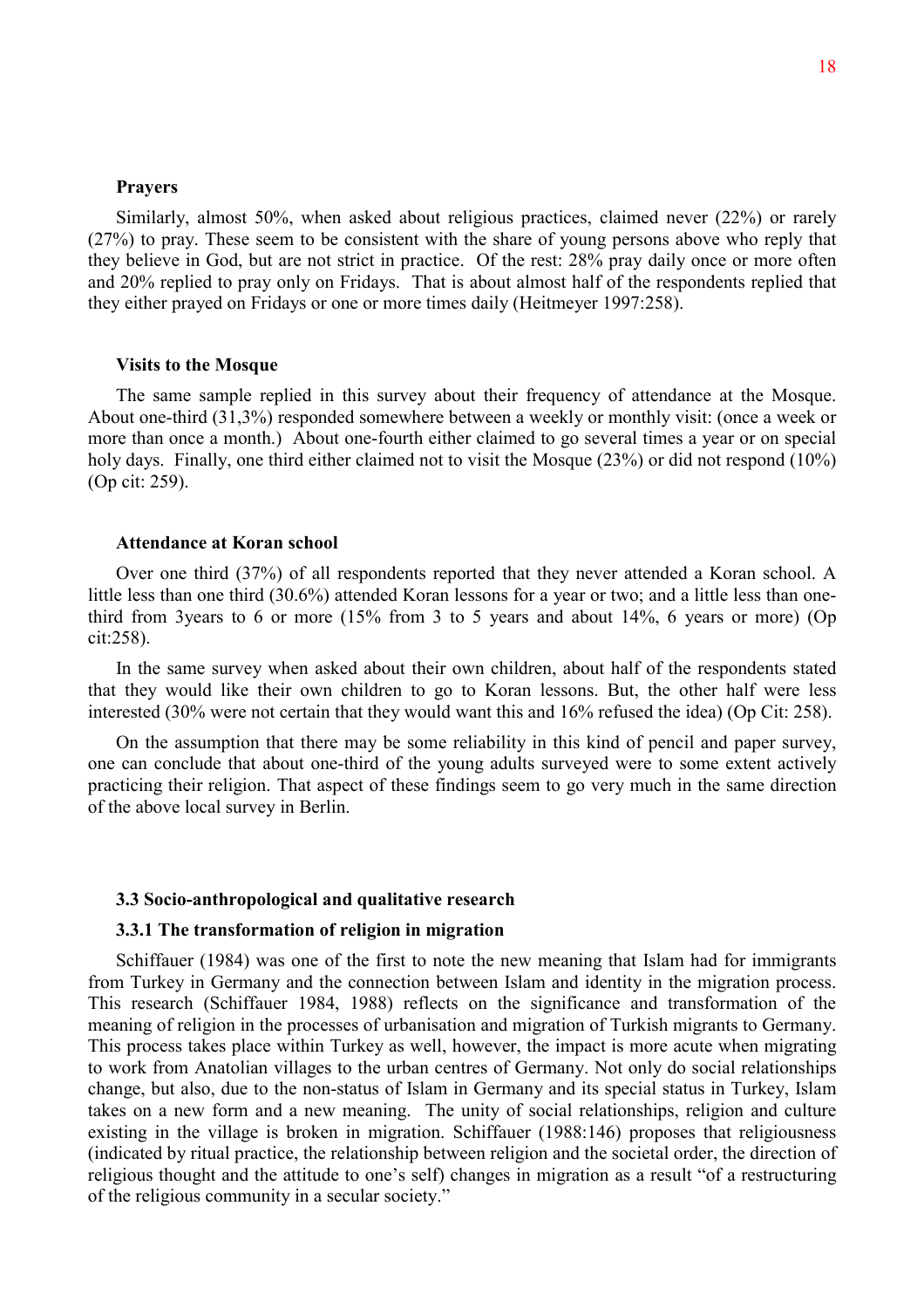**Prayers**

Similarly, almost 50%, when asked about religious practices, claimed never (22%) or rarely (27%) to pray. These seem to be consistent with the share of young persons above who reply that they believe in God, but are not strict in practice. Of the rest: 28% pray daily once or more often and 20% replied to pray only on Fridays. That is about almost half of the respondents replied that they either prayed on Fridays or one or more times daily (Heitmeyer 1997:258).

**Visits to the Mosque**

The same sample replied in this survey about their frequency of attendance at the Mosque. About one-third (31,3%) responded somewhere between a weekly or monthly visit: (once a week or more than once a month.) About one-fourth either claimed to go several times a year or on special holy days. Finally, one third either claimed not to visit the Mosque (23%) or did not respond (10%) (Op cit: 259).

**Attendance at Koran school**

Over one third (37%) of all respondents reported that they never attended a Koran school. A little less than one third (30.6%) attended Koran lessons for a year or two; and a little less than one-third from 3years to 6 or more (15% from 3 to 5 years and about 14%, 6 years or more) (Op cit:258).

In the same survey when asked about their own children, about half of the respondents stated that they would like their own children to go to Koran lessons. But, the other half were less interested (30% were not certain that they would want this and 16% refused the idea) (Op Cit: 258).

On the assumption that there may be some reliability in this kind of pencil and paper survey, one can conclude that about one-third of the young adults surveyed were to some extent actively practicing their religion. That aspect of these findings seem to go very much in the same direction of the above local survey in Berlin.

### 3.3 Socio-anthropological and qualitative research

#### 3.3.1 The transformation of religion in migration

Schiffauer (1984) was one of the first to note the new meaning that Islam had for immigrants from Turkey in Germany and the connection between Islam and identity in the migration process. This research (Schiffauer 1984, 1988) reflects on the significance and transformation of the meaning of religion in the processes of urbanisation and migration of Turkish migrants to Germany. This process takes place within Turkey as well, however, the impact is more acute when migrating to work from Anatolian villages to the urban centres of Germany. Not only do social relationships change, but also, due to the non-status of Islam in Germany and its special status in Turkey, Islam takes on a new form and a new meaning. The unity of social relationships, religion and culture existing in the village is broken in migration. Schiffauer (1988:146) proposes that religiousness (indicated by ritual practice, the relationship between religion and the societal order, the direction of religious thought and the attitude to one's self) changes in migration as a result "of a restructuring of the religious community in a secular society."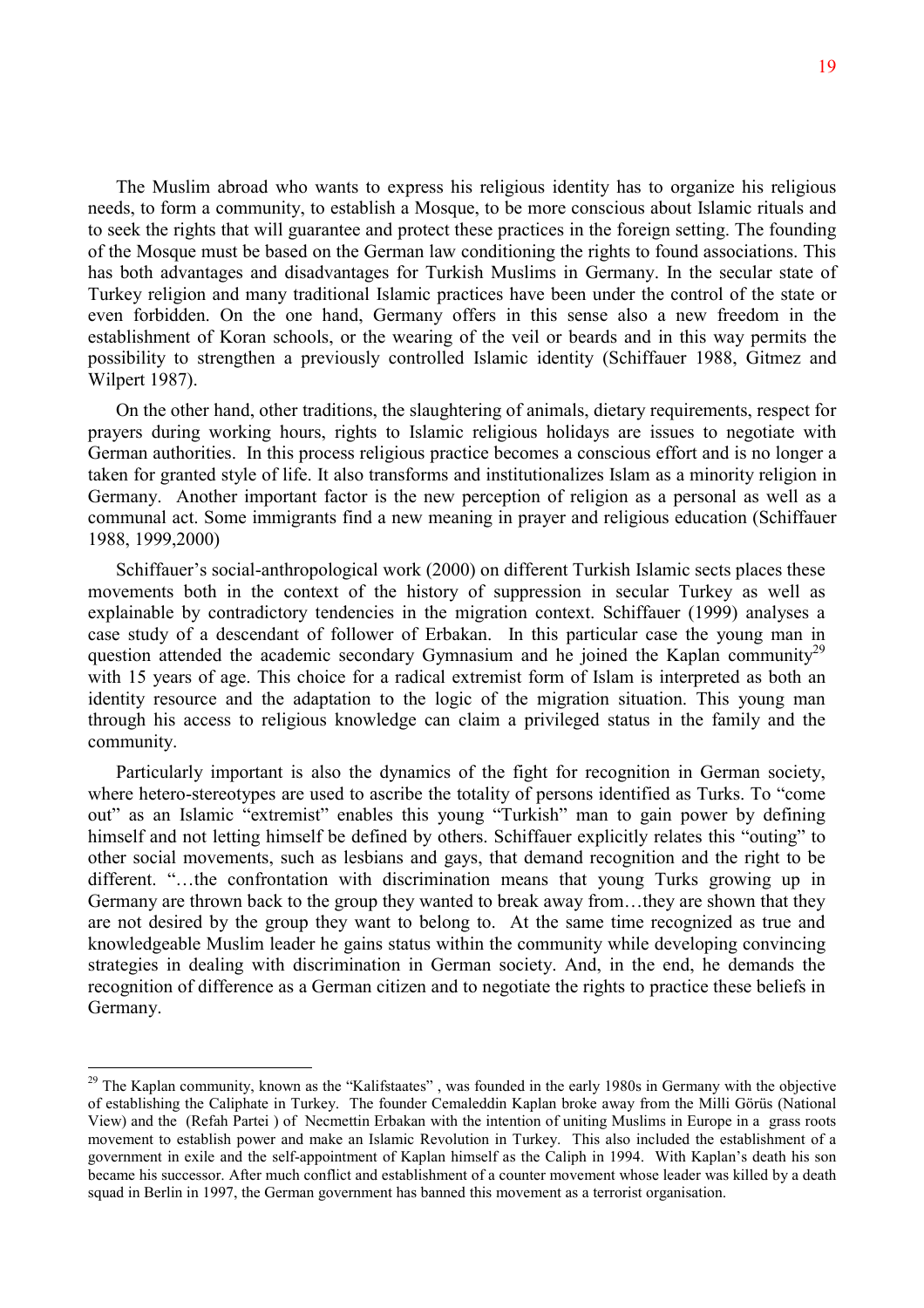The Muslim abroad who wants to express his religious identity has to organize his religious needs, to form a community, to establish a Mosque, to be more conscious about Islamic rituals and to seek the rights that will guarantee and protect these practices in the foreign setting. The founding of the Mosque must be based on the German law conditioning the rights to found associations. This has both advantages and disadvantages for Turkish Muslims in Germany. In the secular state of Turkey religion and many traditional Islamic practices have been under the control of the state or even forbidden. On the one hand, Germany offers in this sense also a new freedom in the establishment of Koran schools, or the wearing of the veil or beards and in this way permits the possibility to strengthen a previously controlled Islamic identity (Schiffauer 1988, Gitmez and Wilpert 1987).

On the other hand, other traditions, the slaughtering of animals, dietary requirements, respect for prayers during working hours, rights to Islamic religious holidays are issues to negotiate with German authorities. In this process religious practice becomes a conscious effort and is no longer a taken for granted style of life. It also transforms and institutionalizes Islam as a minority religion in Germany. Another important factor is the new perception of religion as a personal as well as a communal act. Some immigrants find a new meaning in prayer and religious education (Schiffauer 1988, 1999,2000)

Schiffauer's social-anthropological work (2000) on different Turkish Islamic sects places these movements both in the context of the history of suppression in secular Turkey as well as explainable by contradictory tendencies in the migration context. Schiffauer (1999) analyses a case study of a descendant of follower of Erbakan. In this particular case the young man in question attended the academic secondary Gymnasium and he joined the Kaplan community[29] with 15 years of age. This choice for a radical extremist form of Islam is interpreted as both an identity resource and the adaptation to the logic of the migration situation. This young man through his access to religious knowledge can claim a privileged status in the family and the community.

Particularly important is also the dynamics of the fight for recognition in German society, where hetero-stereotypes are used to ascribe the totality of persons identified as Turks. To "come out" as an Islamic "extremist" enables this young "Turkish" man to gain power by defining himself and not letting himself be defined by others. Schiffauer explicitly relates this "outing" to other social movements, such as lesbians and gays, that demand recognition and the right to be different. "…the confrontation with discrimination means that young Turks growing up in Germany are thrown back to the group they wanted to break away from…they are shown that they are not desired by the group they want to belong to. At the same time recognized as true and knowledgeable Muslim leader he gains status within the community while developing convincing strategies in dealing with discrimination in German society. And, in the end, he demands the recognition of difference as a German citizen and to negotiate the rights to practice these beliefs in Germany.

---

[29] The Kaplan community, known as the "Kalifstaates" , was founded in the early 1980s in Germany with the objective of establishing the Caliphate in Turkey. The founder Cemaleddin Kaplan broke away from the Milli Görüs (National View) and the (Refah Partei ) of Necmettin Erbakan with the intention of uniting Muslims in Europe in a grass roots movement to establish power and make an Islamic Revolution in Turkey. This also included the establishment of a government in exile and the self-appointment of Kaplan himself as the Caliph in 1994. With Kaplan's death his son became his successor. After much conflict and establishment of a counter movement whose leader was killed by a death squad in Berlin in 1997, the German government has banned this movement as a terrorist organisation.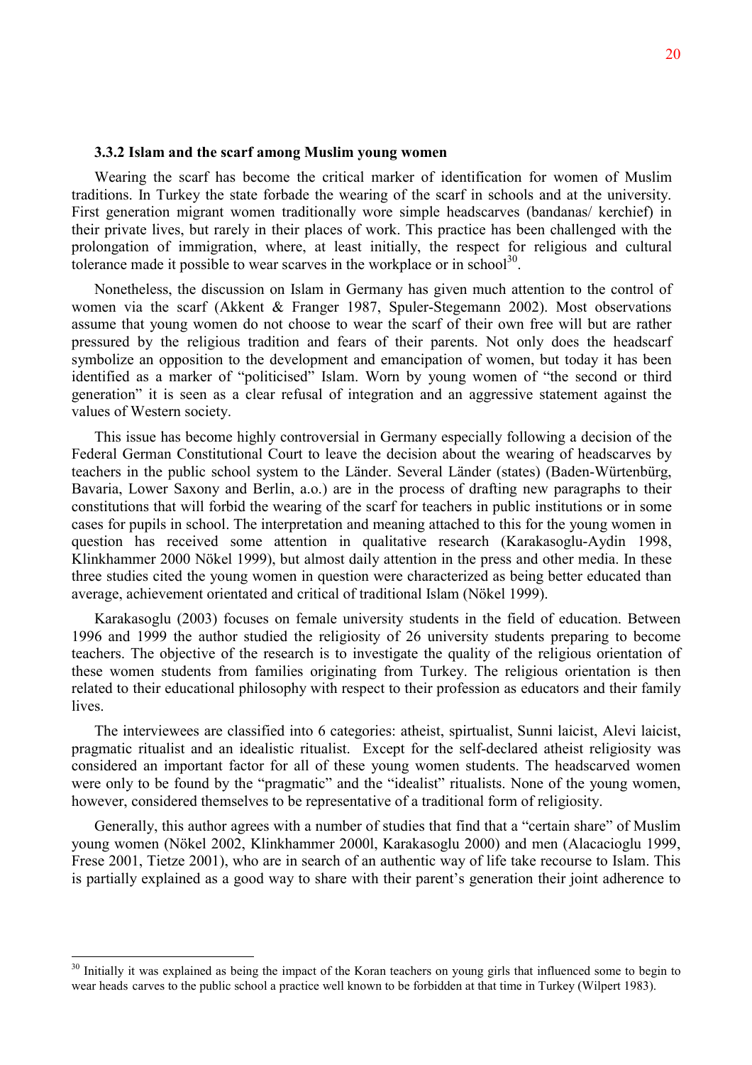### 3.3.2 Islam and the scarf among Muslim young women

Wearing the scarf has become the critical marker of identification for women of Muslim traditions. In Turkey the state forbade the wearing of the scarf in schools and at the university. First generation migrant women traditionally wore simple headscarves (bandanas/ kerchief) in their private lives, but rarely in their places of work. This practice has been challenged with the prolongation of immigration, where, at least initially, the respect for religious and cultural tolerance made it possible to wear scarves in the workplace or in school[30].

Nonetheless, the discussion on Islam in Germany has given much attention to the control of women via the scarf (Akkent & Franger 1987, Spuler-Stegemann 2002). Most observations assume that young women do not choose to wear the scarf of their own free will but are rather pressured by the religious tradition and fears of their parents. Not only does the headscarf symbolize an opposition to the development and emancipation of women, but today it has been identified as a marker of "politicised" Islam. Worn by young women of "the second or third generation" it is seen as a clear refusal of integration and an aggressive statement against the values of Western society.

This issue has become highly controversial in Germany especially following a decision of the Federal German Constitutional Court to leave the decision about the wearing of headscarves by teachers in the public school system to the Länder. Several Länder (states) (Baden-Würtenbürg, Bavaria, Lower Saxony and Berlin, a.o.) are in the process of drafting new paragraphs to their constitutions that will forbid the wearing of the scarf for teachers in public institutions or in some cases for pupils in school. The interpretation and meaning attached to this for the young women in question has received some attention in qualitative research (Karakasoglu-Aydin 1998, Klinkhammer 2000 Nökel 1999), but almost daily attention in the press and other media. In these three studies cited the young women in question were characterized as being better educated than average, achievement orientated and critical of traditional Islam (Nökel 1999).

Karakasoglu (2003) focuses on female university students in the field of education. Between 1996 and 1999 the author studied the religiosity of 26 university students preparing to become teachers. The objective of the research is to investigate the quality of the religious orientation of these women students from families originating from Turkey. The religious orientation is then related to their educational philosophy with respect to their profession as educators and their family lives.

The interviewees are classified into 6 categories: atheist, spirtualist, Sunni laicist, Alevi laicist, pragmatic ritualist and an idealistic ritualist. Except for the self-declared atheist religiosity was considered an important factor for all of these young women students. The headscarved women were only to be found by the "pragmatic" and the "idealist" ritualists. None of the young women, however, considered themselves to be representative of a traditional form of religiosity.

Generally, this author agrees with a number of studies that find that a "certain share" of Muslim young women (Nökel 2002, Klinkhammer 2000l, Karakasoglu 2000) and men (Alacacioglu 1999, Frese 2001, Tietze 2001), who are in search of an authentic way of life take recourse to Islam. This is partially explained as a good way to share with their parent's generation their joint adherence to

[30] Initially it was explained as being the impact of the Koran teachers on young girls that influenced some to begin to wear heads carves to the public school a practice well known to be forbidden at that time in Turkey (Wilpert 1983).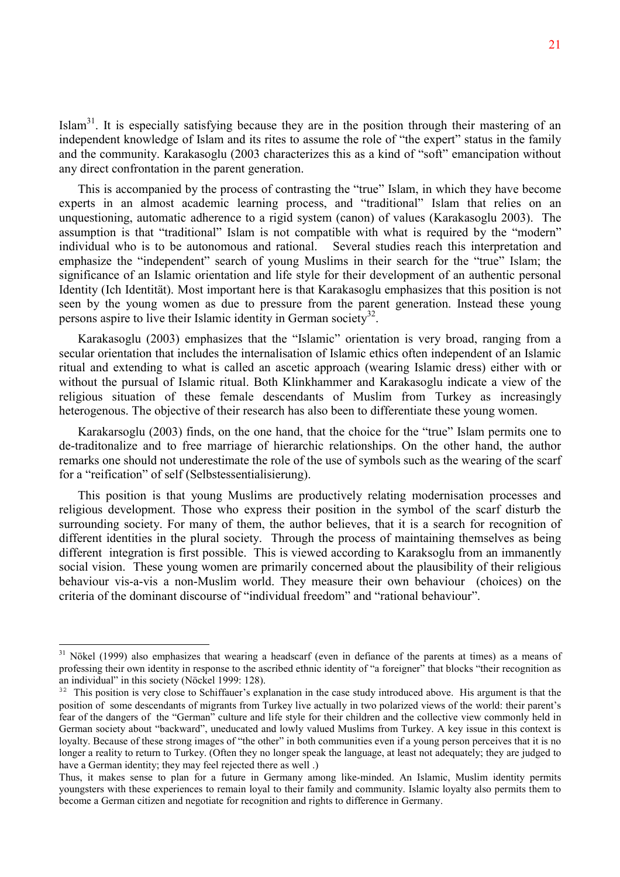Islam[31]. It is especially satisfying because they are in the position through their mastering of an independent knowledge of Islam and its rites to assume the role of "the expert" status in the family and the community. Karakasoglu (2003 characterizes this as a kind of "soft" emancipation without any direct confrontation in the parent generation.

This is accompanied by the process of contrasting the "true" Islam, in which they have become experts in an almost academic learning process, and "traditional" Islam that relies on an unquestioning, automatic adherence to a rigid system (canon) of values (Karakasoglu 2003). The assumption is that "traditional" Islam is not compatible with what is required by the "modern" individual who is to be autonomous and rational. Several studies reach this interpretation and emphasize the "independent" search of young Muslims in their search for the "true" Islam; the significance of an Islamic orientation and life style for their development of an authentic personal Identity (Ich Identität). Most important here is that Karakasoglu emphasizes that this position is not seen by the young women as due to pressure from the parent generation. Instead these young persons aspire to live their Islamic identity in German society[32].

Karakasoglu (2003) emphasizes that the "Islamic" orientation is very broad, ranging from a secular orientation that includes the internalisation of Islamic ethics often independent of an Islamic ritual and extending to what is called an ascetic approach (wearing Islamic dress) either with or without the pursual of Islamic ritual. Both Klinkhammer and Karakasoglu indicate a view of the religious situation of these female descendants of Muslim from Turkey as increasingly heterogenous. The objective of their research has also been to differentiate these young women.

Karakarsoglu (2003) finds, on the one hand, that the choice for the "true" Islam permits one to de-traditonalize and to free marriage of hierarchic relationships. On the other hand, the author remarks one should not underestimate the role of the use of symbols such as the wearing of the scarf for a "reification" of self (Selbstessentialisierung).

This position is that young Muslims are productively relating modernisation processes and religious development. Those who express their position in the symbol of the scarf disturb the surrounding society. For many of them, the author believes, that it is a search for recognition of different identities in the plural society. Through the process of maintaining themselves as being different integration is first possible. This is viewed according to Karaksoglu from an immanently social vision. These young women are primarily concerned about the plausibility of their religious behaviour vis-a-vis a non-Muslim world. They measure their own behaviour (choices) on the criteria of the dominant discourse of "individual freedom" and "rational behaviour".

---

[31] Nökel (1999) also emphasizes that wearing a headscarf (even in defiance of the parents at times) as a means of professing their own identity in response to the ascribed ethnic identity of "a foreigner" that blocks "their recognition as an individual" in this society (Nöckel 1999: 128).

[32] This position is very close to Schiffauer's explanation in the case study introduced above. His argument is that the position of some descendants of migrants from Turkey live actually in two polarized views of the world: their parent's fear of the dangers of the "German" culture and life style for their children and the collective view commonly held in German society about "backward", uneducated and lowly valued Muslims from Turkey. A key issue in this context is loyalty. Because of these strong images of "the other" in both communities even if a young person perceives that it is no longer a reality to return to Turkey. (Often they no longer speak the language, at least not adequately; they are judged to have a German identity; they may feel rejected there as well .)

Thus, it makes sense to plan for a future in Germany among like-minded. An Islamic, Muslim identity permits youngsters with these experiences to remain loyal to their family and community. Islamic loyalty also permits them to become a German citizen and negotiate for recognition and rights to difference in Germany.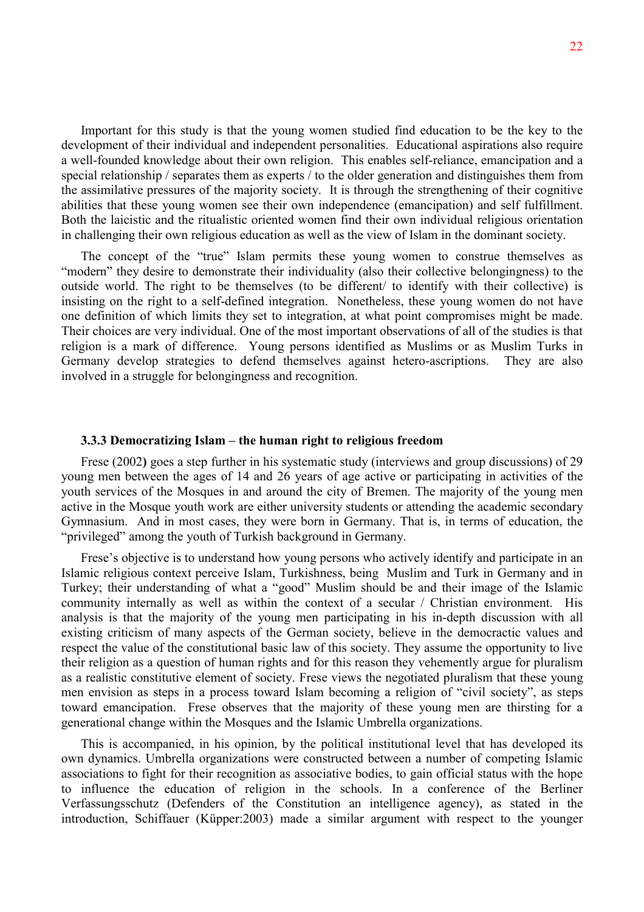Important for this study is that the young women studied find education to be the key to the development of their individual and independent personalities. Educational aspirations also require a well-founded knowledge about their own religion. This enables self-reliance, emancipation and a special relationship / separates them as experts / to the older generation and distinguishes them from the assimilative pressures of the majority society. It is through the strengthening of their cognitive abilities that these young women see their own independence (emancipation) and self fulfillment. Both the laicistic and the ritualistic oriented women find their own individual religious orientation in challenging their own religious education as well as the view of Islam in the dominant society.

The concept of the "true" Islam permits these young women to construe themselves as "modern" they desire to demonstrate their individuality (also their collective belongingness) to the outside world. The right to be themselves (to be different/ to identify with their collective) is insisting on the right to a self-defined integration. Nonetheless, these young women do not have one definition of which limits they set to integration, at what point compromises might be made. Their choices are very individual. One of the most important observations of all of the studies is that religion is a mark of difference. Young persons identified as Muslims or as Muslim Turks in Germany develop strategies to defend themselves against hetero-ascriptions. They are also involved in a struggle for belongingness and recognition.

### 3.3.3 Democratizing Islam – the human right to religious freedom

Frese (2002) goes a step further in his systematic study (interviews and group discussions) of 29 young men between the ages of 14 and 26 years of age active or participating in activities of the youth services of the Mosques in and around the city of Bremen. The majority of the young men active in the Mosque youth work are either university students or attending the academic secondary Gymnasium. And in most cases, they were born in Germany. That is, in terms of education, the "privileged" among the youth of Turkish background in Germany.

Frese's objective is to understand how young persons who actively identify and participate in an Islamic religious context perceive Islam, Turkishness, being Muslim and Turk in Germany and in Turkey; their understanding of what a "good" Muslim should be and their image of the Islamic community internally as well as within the context of a secular / Christian environment. His analysis is that the majority of the young men participating in his in-depth discussion with all existing criticism of many aspects of the German society, believe in the democractic values and respect the value of the constitutional basic law of this society. They assume the opportunity to live their religion as a question of human rights and for this reason they vehemently argue for pluralism as a realistic constitutive element of society. Frese views the negotiated pluralism that these young men envision as steps in a process toward Islam becoming a religion of "civil society", as steps toward emancipation. Frese observes that the majority of these young men are thirsting for a generational change within the Mosques and the Islamic Umbrella organizations.

This is accompanied, in his opinion, by the political institutional level that has developed its own dynamics. Umbrella organizations were constructed between a number of competing Islamic associations to fight for their recognition as associative bodies, to gain official status with the hope to influence the education of religion in the schools. In a conference of the Berliner Verfassungsschutz (Defenders of the Constitution an intelligence agency), as stated in the introduction, Schiffauer (Küpper:2003) made a similar argument with respect to the younger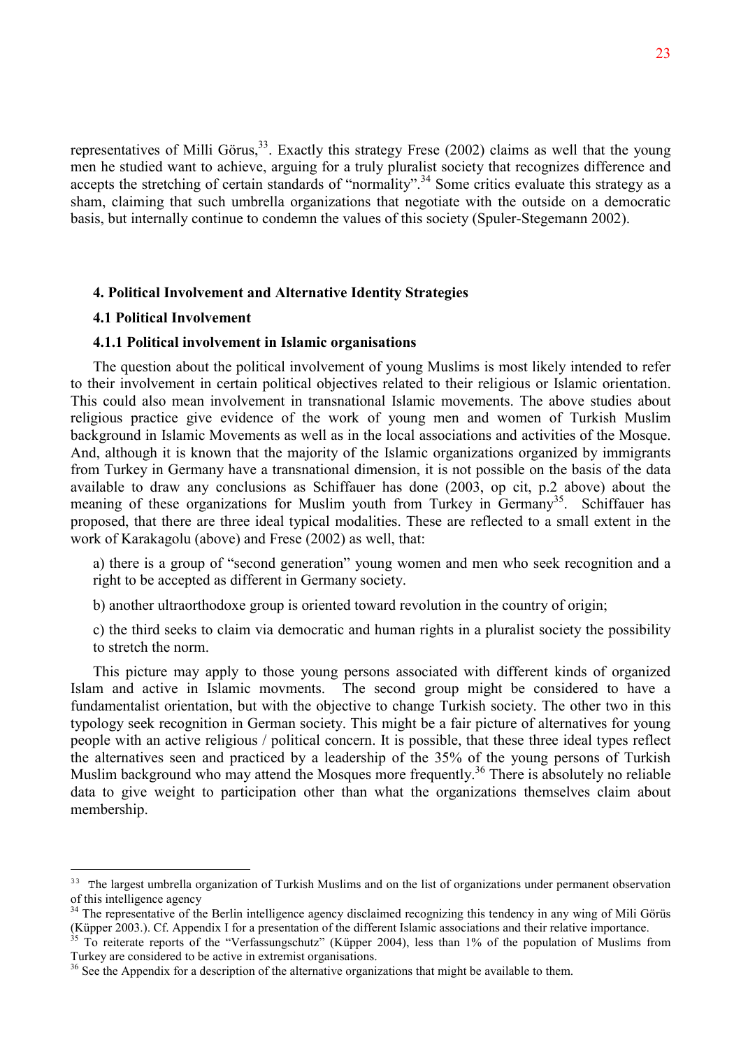representatives of Milli Görus,[33]. Exactly this strategy Frese (2002) claims as well that the young men he studied want to achieve, arguing for a truly pluralist society that recognizes difference and accepts the stretching of certain standards of "normality".[34] Some critics evaluate this strategy as a sham, claiming that such umbrella organizations that negotiate with the outside on a democratic basis, but internally continue to condemn the values of this society (Spuler-Stegemann 2002).

## 4. Political Involvement and Alternative Identity Strategies

### 4.1 Political Involvement

#### 4.1.1 Political involvement in Islamic organisations

The question about the political involvement of young Muslims is most likely intended to refer to their involvement in certain political objectives related to their religious or Islamic orientation. This could also mean involvement in transnational Islamic movements. The above studies about religious practice give evidence of the work of young men and women of Turkish Muslim background in Islamic Movements as well as in the local associations and activities of the Mosque. And, although it is known that the majority of the Islamic organizations organized by immigrants from Turkey in Germany have a transnational dimension, it is not possible on the basis of the data available to draw any conclusions as Schiffauer has done (2003, op cit, p.2 above) about the meaning of these organizations for Muslim youth from Turkey in Germany[35]. Schiffauer has proposed, that there are three ideal typical modalities. These are reflected to a small extent in the work of Karakagolu (above) and Frese (2002) as well, that:

a) there is a group of "second generation" young women and men who seek recognition and a right to be accepted as different in Germany society.

b) another ultraorthodoxe group is oriented toward revolution in the country of origin;

c) the third seeks to claim via democratic and human rights in a pluralist society the possibility to stretch the norm.

This picture may apply to those young persons associated with different kinds of organized Islam and active in Islamic movments. The second group might be considered to have a fundamentalist orientation, but with the objective to change Turkish society. The other two in this typology seek recognition in German society. This might be a fair picture of alternatives for young people with an active religious / political concern. It is possible, that these three ideal types reflect the alternatives seen and practiced by a leadership of the 35% of the young persons of Turkish Muslim background who may attend the Mosques more frequently.[36] There is absolutely no reliable data to give weight to participation other than what the organizations themselves claim about membership.

---

[33] The largest umbrella organization of Turkish Muslims and on the list of organizations under permanent observation of this intelligence agency

[34] The representative of the Berlin intelligence agency disclaimed recognizing this tendency in any wing of Mili Görüs (Küpper 2003.). Cf. Appendix I for a presentation of the different Islamic associations and their relative importance.

[35] To reiterate reports of the "Verfassungschutz" (Küpper 2004), less than 1% of the population of Muslims from Turkey are considered to be active in extremist organisations.

[36] See the Appendix for a description of the alternative organizations that might be available to them.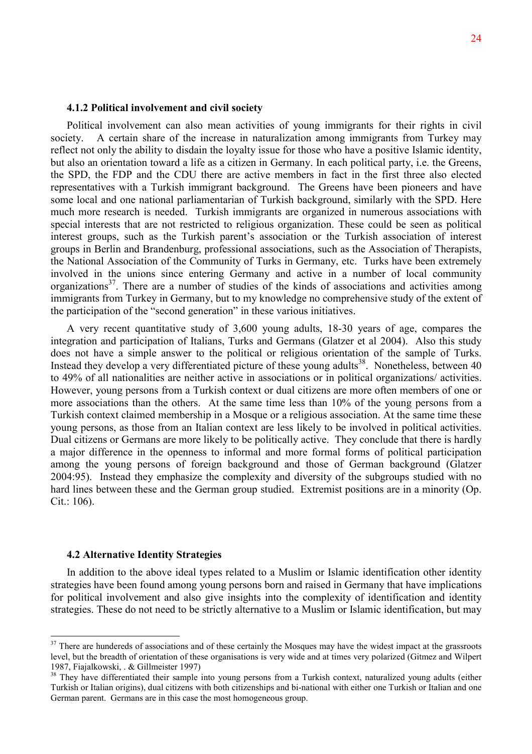### 4.1.2 Political involvement and civil society

Political involvement can also mean activities of young immigrants for their rights in civil society. A certain share of the increase in naturalization among immigrants from Turkey may reflect not only the ability to disdain the loyalty issue for those who have a positive Islamic identity, but also an orientation toward a life as a citizen in Germany. In each political party, i.e. the Greens, the SPD, the FDP and the CDU there are active members in fact in the first three also elected representatives with a Turkish immigrant background. The Greens have been pioneers and have some local and one national parliamentarian of Turkish background, similarly with the SPD. Here much more research is needed. Turkish immigrants are organized in numerous associations with special interests that are not restricted to religious organization. These could be seen as political interest groups, such as the Turkish parent's association or the Turkish association of interest groups in Berlin and Brandenburg, professional associations, such as the Association of Therapists, the National Association of the Community of Turks in Germany, etc. Turks have been extremely involved in the unions since entering Germany and active in a number of local community organizations[37]. There are a number of studies of the kinds of associations and activities among immigrants from Turkey in Germany, but to my knowledge no comprehensive study of the extent of the participation of the "second generation" in these various initiatives.

A very recent quantitative study of 3,600 young adults, 18-30 years of age, compares the integration and participation of Italians, Turks and Germans (Glatzer et al 2004). Also this study does not have a simple answer to the political or religious orientation of the sample of Turks. Instead they develop a very differentiated picture of these young adults[38]. Nonetheless, between 40 to 49% of all nationalities are neither active in associations or in political organizations/ activities. However, young persons from a Turkish context or dual citizens are more often members of one or more associations than the others. At the same time less than 10% of the young persons from a Turkish context claimed membership in a Mosque or a religious association. At the same time these young persons, as those from an Italian context are less likely to be involved in political activities. Dual citizens or Germans are more likely to be politically active. They conclude that there is hardly a major difference in the openness to informal and more formal forms of political participation among the young persons of foreign background and those of German background (Glatzer 2004:95). Instead they emphasize the complexity and diversity of the subgroups studied with no hard lines between these and the German group studied. Extremist positions are in a minority (Op. Cit.: 106).

## 4.2 Alternative Identity Strategies

In addition to the above ideal types related to a Muslim or Islamic identification other identity strategies have been found among young persons born and raised in Germany that have implications for political involvement and also give insights into the complexity of identification and identity strategies. These do not need to be strictly alternative to a Muslim or Islamic identification, but may

---

[37] There are hundereds of associations and of these certainly the Mosques may have the widest impact at the grassroots level, but the breadth of orientation of these organisations is very wide and at times very polarized (Gitmez and Wilpert 1987, Fiajalkowski, . & Gillmeister 1997)

[38] They have differentiated their sample into young persons from a Turkish context, naturalized young adults (either Turkish or Italian origins), dual citizens with both citizenships and bi-national with either one Turkish or Italian and one German parent. Germans are in this case the most homogeneous group.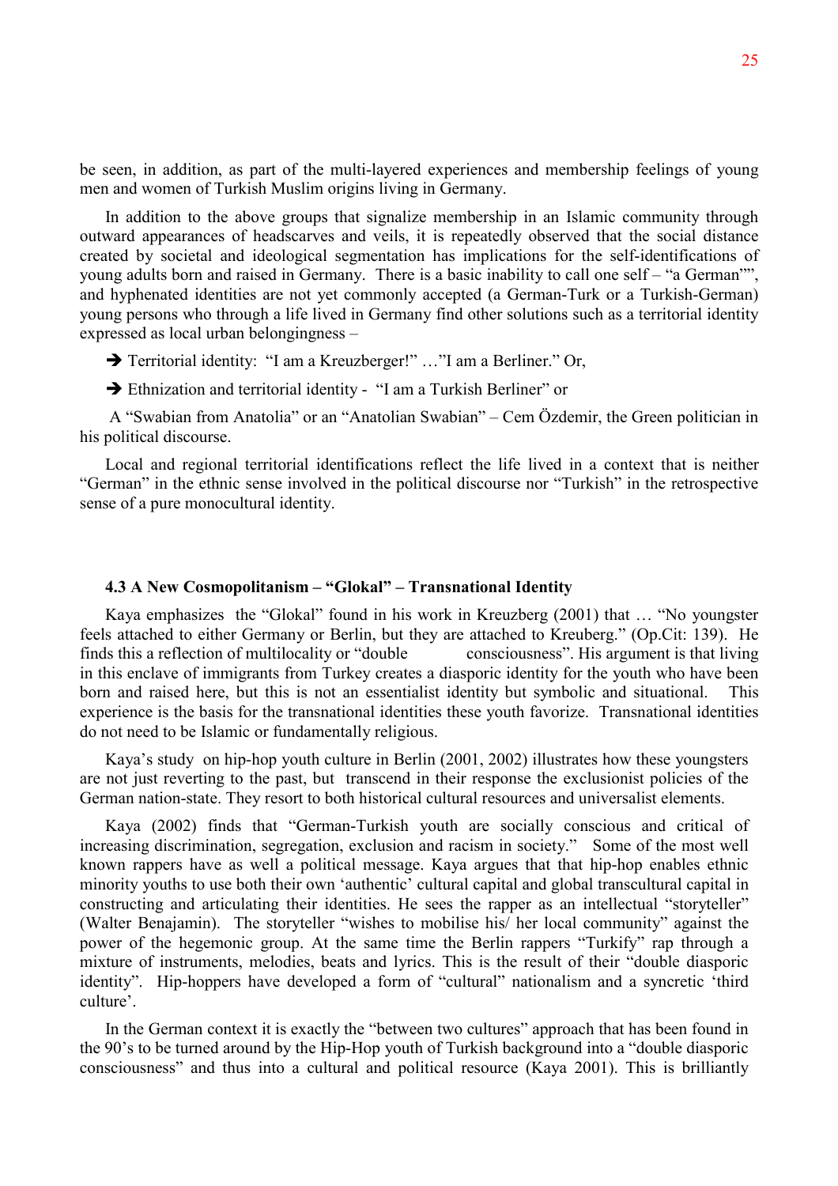be seen, in addition, as part of the multi-layered experiences and membership feelings of young men and women of Turkish Muslim origins living in Germany.

In addition to the above groups that signalize membership in an Islamic community through outward appearances of headscarves and veils, it is repeatedly observed that the social distance created by societal and ideological segmentation has implications for the self-identifications of young adults born and raised in Germany. There is a basic inability to call one self – "a German"", and hyphenated identities are not yet commonly accepted (a German-Turk or a Turkish-German) young persons who through a life lived in Germany find other solutions such as a territorial identity expressed as local urban belongingness –

➔ Territorial identity: "I am a Kreuzberger!" …"I am a Berliner." Or,

➔ Ethnization and territorial identity - "I am a Turkish Berliner" or

A "Swabian from Anatolia" or an "Anatolian Swabian" – Cem Özdemir, the Green politician in his political discourse.

Local and regional territorial identifications reflect the life lived in a context that is neither "German" in the ethnic sense involved in the political discourse nor "Turkish" in the retrospective sense of a pure monocultural identity.

### 4.3 A New Cosmopolitanism – "Glokal" – Transnational Identity

Kaya emphasizes the "Glokal" found in his work in Kreuzberg (2001) that … "No youngster feels attached to either Germany or Berlin, but they are attached to Kreuberg." (Op.Cit: 139). He finds this a reflection of multilocality or "double consciousness". His argument is that living in this enclave of immigrants from Turkey creates a diasporic identity for the youth who have been born and raised here, but this is not an essentialist identity but symbolic and situational. This experience is the basis for the transnational identities these youth favorize. Transnational identities do not need to be Islamic or fundamentally religious.

Kaya's study on hip-hop youth culture in Berlin (2001, 2002) illustrates how these youngsters are not just reverting to the past, but transcend in their response the exclusionist policies of the German nation-state. They resort to both historical cultural resources and universalist elements.

Kaya (2002) finds that "German-Turkish youth are socially conscious and critical of increasing discrimination, segregation, exclusion and racism in society." Some of the most well known rappers have as well a political message. Kaya argues that that hip-hop enables ethnic minority youths to use both their own 'authentic' cultural capital and global transcultural capital in constructing and articulating their identities. He sees the rapper as an intellectual "storyteller" (Walter Benajamin). The storyteller "wishes to mobilise his/ her local community" against the power of the hegemonic group. At the same time the Berlin rappers "Turkify" rap through a mixture of instruments, melodies, beats and lyrics. This is the result of their "double diasporic identity". Hip-hoppers have developed a form of "cultural" nationalism and a syncretic 'third culture'.

In the German context it is exactly the "between two cultures" approach that has been found in the 90's to be turned around by the Hip-Hop youth of Turkish background into a "double diasporic consciousness" and thus into a cultural and political resource (Kaya 2001). This is brilliantly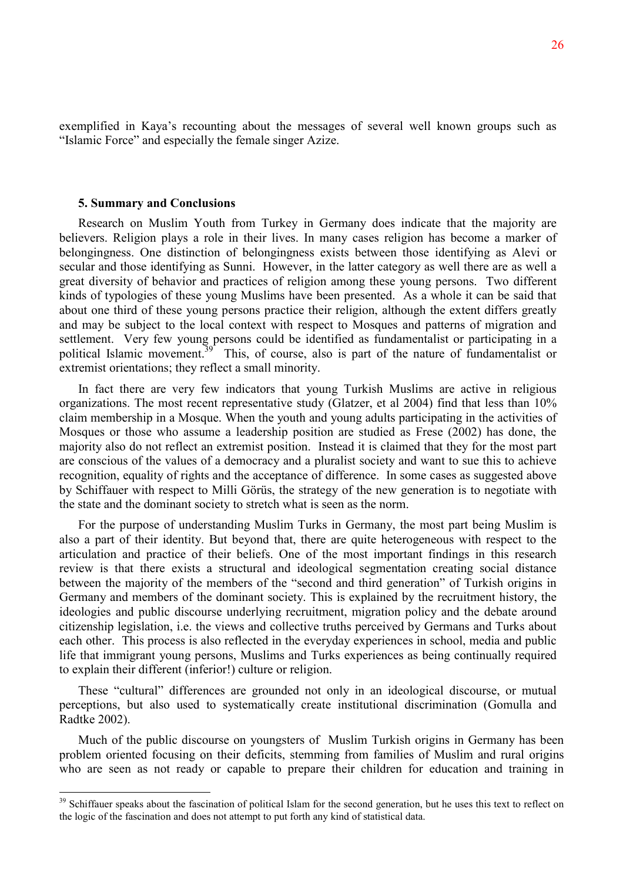exemplified in Kaya's recounting about the messages of several well known groups such as "Islamic Force" and especially the female singer Azize.

### 5. Summary and Conclusions

Research on Muslim Youth from Turkey in Germany does indicate that the majority are believers. Religion plays a role in their lives. In many cases religion has become a marker of belongingness. One distinction of belongingness exists between those identifying as Alevi or secular and those identifying as Sunni. However, in the latter category as well there are as well a great diversity of behavior and practices of religion among these young persons. Two different kinds of typologies of these young Muslims have been presented. As a whole it can be said that about one third of these young persons practice their religion, although the extent differs greatly and may be subject to the local context with respect to Mosques and patterns of migration and settlement. Very few young persons could be identified as fundamentalist or participating in a political Islamic movement.[39] This, of course, also is part of the nature of fundamentalist or extremist orientations; they reflect a small minority.

In fact there are very few indicators that young Turkish Muslims are active in religious organizations. The most recent representative study (Glatzer, et al 2004) find that less than 10% claim membership in a Mosque. When the youth and young adults participating in the activities of Mosques or those who assume a leadership position are studied as Frese (2002) has done, the majority also do not reflect an extremist position. Instead it is claimed that they for the most part are conscious of the values of a democracy and a pluralist society and want to sue this to achieve recognition, equality of rights and the acceptance of difference. In some cases as suggested above by Schiffauer with respect to Milli Görüs, the strategy of the new generation is to negotiate with the state and the dominant society to stretch what is seen as the norm.

For the purpose of understanding Muslim Turks in Germany, the most part being Muslim is also a part of their identity. But beyond that, there are quite heterogeneous with respect to the articulation and practice of their beliefs. One of the most important findings in this research review is that there exists a structural and ideological segmentation creating social distance between the majority of the members of the "second and third generation" of Turkish origins in Germany and members of the dominant society. This is explained by the recruitment history, the ideologies and public discourse underlying recruitment, migration policy and the debate around citizenship legislation, i.e. the views and collective truths perceived by Germans and Turks about each other. This process is also reflected in the everyday experiences in school, media and public life that immigrant young persons, Muslims and Turks experiences as being continually required to explain their different (inferior!) culture or religion.

These "cultural" differences are grounded not only in an ideological discourse, or mutual perceptions, but also used to systematically create institutional discrimination (Gomulla and Radtke 2002).

Much of the public discourse on youngsters of Muslim Turkish origins in Germany has been problem oriented focusing on their deficits, stemming from families of Muslim and rural origins who are seen as not ready or capable to prepare their children for education and training in

[39] Schiffauer speaks about the fascination of political Islam for the second generation, but he uses this text to reflect on the logic of the fascination and does not attempt to put forth any kind of statistical data.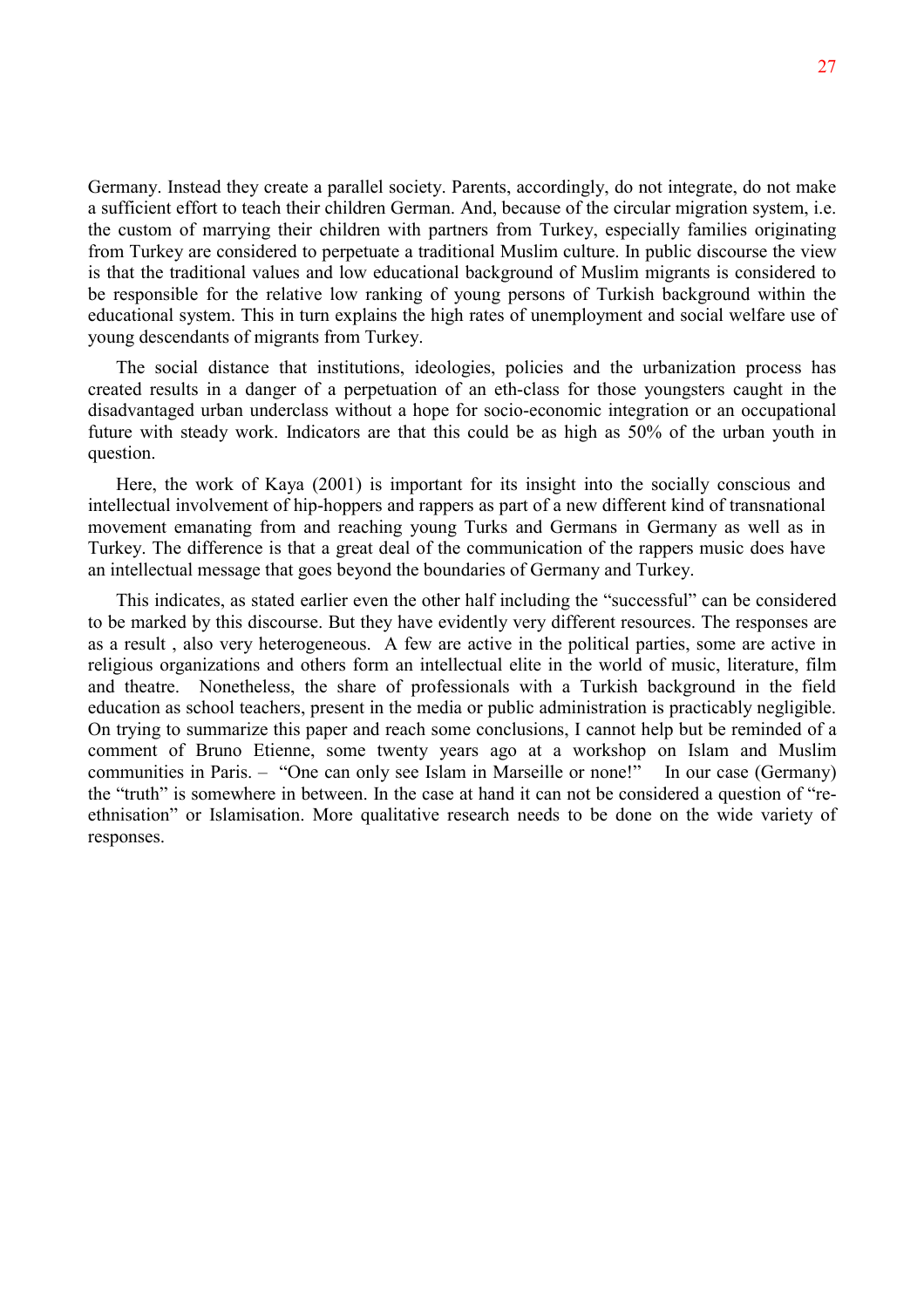Germany. Instead they create a parallel society. Parents, accordingly, do not integrate, do not make a sufficient effort to teach their children German. And, because of the circular migration system, i.e. the custom of marrying their children with partners from Turkey, especially families originating from Turkey are considered to perpetuate a traditional Muslim culture. In public discourse the view is that the traditional values and low educational background of Muslim migrants is considered to be responsible for the relative low ranking of young persons of Turkish background within the educational system. This in turn explains the high rates of unemployment and social welfare use of young descendants of migrants from Turkey.

The social distance that institutions, ideologies, policies and the urbanization process has created results in a danger of a perpetuation of an eth-class for those youngsters caught in the disadvantaged urban underclass without a hope for socio-economic integration or an occupational future with steady work. Indicators are that this could be as high as 50% of the urban youth in question.

Here, the work of Kaya (2001) is important for its insight into the socially conscious and intellectual involvement of hip-hoppers and rappers as part of a new different kind of transnational movement emanating from and reaching young Turks and Germans in Germany as well as in Turkey. The difference is that a great deal of the communication of the rappers music does have an intellectual message that goes beyond the boundaries of Germany and Turkey.

This indicates, as stated earlier even the other half including the "successful" can be considered to be marked by this discourse. But they have evidently very different resources. The responses are as a result , also very heterogeneous. A few are active in the political parties, some are active in religious organizations and others form an intellectual elite in the world of music, literature, film and theatre. Nonetheless, the share of professionals with a Turkish background in the field education as school teachers, present in the media or public administration is practically negligible. On trying to summarize this paper and reach some conclusions, I cannot help but be reminded of a comment of Bruno Etienne, some twenty years ago at a workshop on Islam and Muslim communities in Paris. – "One can only see Islam in Marseille or none!" In our case (Germany) the "truth" is somewhere in between. In the case at hand it can not be considered a question of "re-ethnisation" or Islamisation. More qualitative research needs to be done on the wide variety of responses.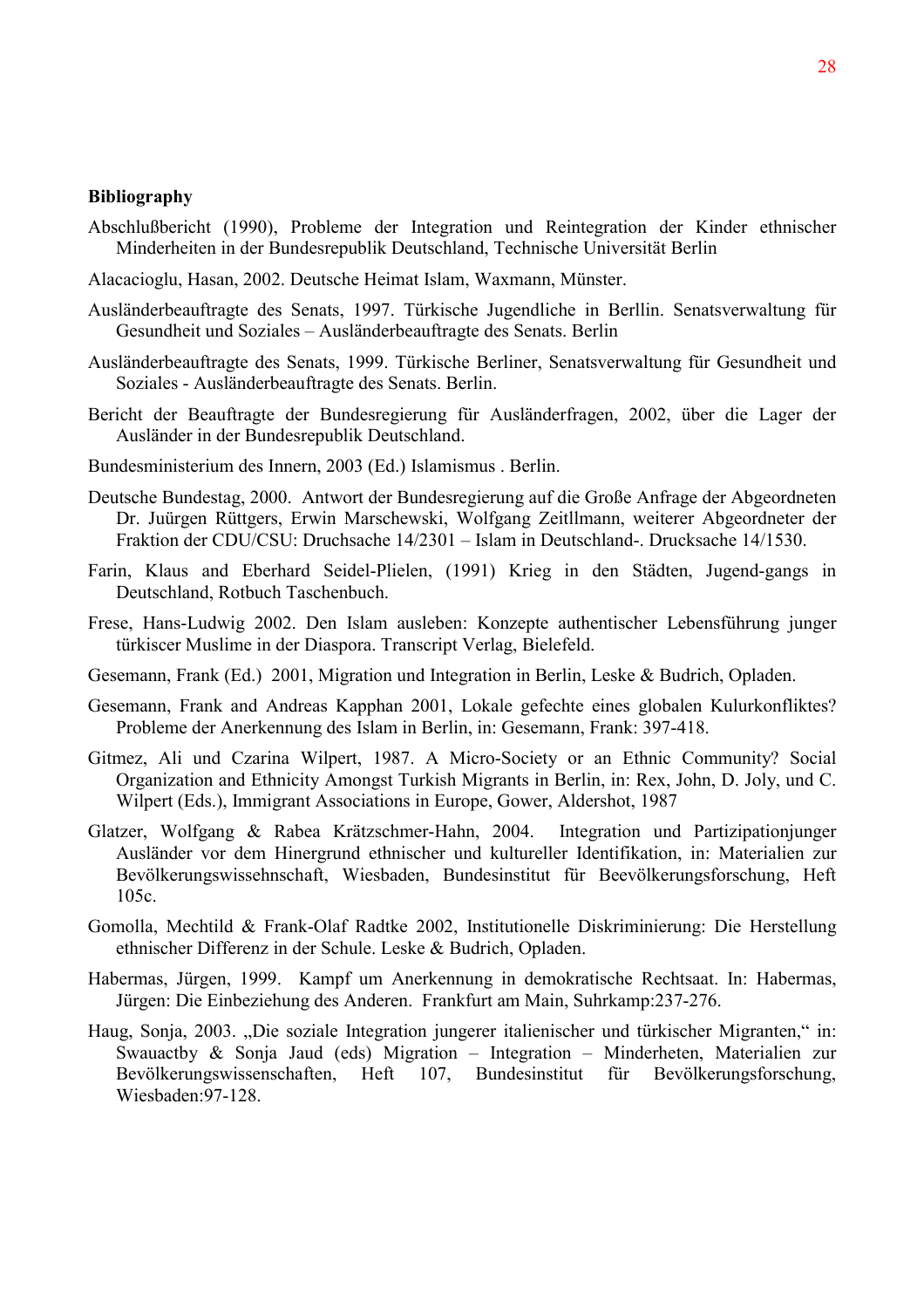**Bibliography**

Abschlußbericht (1990), Probleme der Integration und Reintegration der Kinder ethnischer Minderheiten in der Bundesrepublik Deutschland, Technische Universität Berlin

Alacacioglu, Hasan, 2002. Deutsche Heimat Islam, Waxmann, Münster.

Ausländerbeauftragte des Senats, 1997. Türkische Jugendliche in Berllin. Senatsverwaltung für Gesundheit und Soziales – Ausländerbeauftragte des Senats. Berlin

Ausländerbeauftragte des Senats, 1999. Türkische Berliner, Senatsverwaltung für Gesundheit und Soziales - Ausländerbeauftragte des Senats. Berlin.

Bericht der Beauftragte der Bundesregierung für Ausländerfragen, 2002, über die Lager der Ausländer in der Bundesrepublik Deutschland.

Bundesministerium des Innern, 2003 (Ed.) Islamismus . Berlin.

Deutsche Bundestag, 2000. Antwort der Bundesregierung auf die Große Anfrage der Abgeordneten Dr. Juürgen Rüttgers, Erwin Marschewski, Wolfgang Zeitllmann, weiterer Abgeordneter der Fraktion der CDU/CSU: Druchsache 14/2301 – Islam in Deutschland-. Drucksache 14/1530.

Farin, Klaus and Eberhard Seidel-Plielen, (1991) Krieg in den Städten, Jugend-gangs in Deutschland, Rotbuch Taschenbuch.

Frese, Hans-Ludwig 2002. Den Islam ausleben: Konzepte authentischer Lebensführung junger türkiscer Muslime in der Diaspora. Transcript Verlag, Bielefeld.

Gesemann, Frank (Ed.) 2001, Migration und Integration in Berlin, Leske & Budrich, Opladen.

Gesemann, Frank and Andreas Kapphan 2001, Lokale gefechte eines globalen Kulurkonfliktes? Probleme der Anerkennung des Islam in Berlin, in: Gesemann, Frank: 397-418.

Gitmez, Ali und Czarina Wilpert, 1987. A Micro-Society or an Ethnic Community? Social Organization and Ethnicity Amongst Turkish Migrants in Berlin, in: Rex, John, D. Joly, und C. Wilpert (Eds.), Immigrant Associations in Europe, Gower, Aldershot, 1987

Glatzer, Wolfgang & Rabea Krätzschmer-Hahn, 2004. Integration und Partizipationjunger Ausländer vor dem Hinergrund ethnischer und kultureller Identifikation, in: Materialien zur Bevölkerungswissehnschaft, Wiesbaden, Bundesinstitut für Beevölkerungsforschung, Heft 105c.

Gomolla, Mechtild & Frank-Olaf Radtke 2002, Institutionelle Diskriminierung: Die Herstellung ethnischer Differenz in der Schule. Leske & Budrich, Opladen.

Habermas, Jürgen, 1999. Kampf um Anerkennung in demokratische Rechtsaat. In: Habermas, Jürgen: Die Einbeziehung des Anderen. Frankfurt am Main, Suhrkamp:237-276.

Haug, Sonja, 2003. „Die soziale Integration jungerer italienischer und türkischer Migranten," in: Swauactby & Sonja Jaud (eds) Migration – Integration – Minderheten, Materialien zur Bevölkerungswissenschaften, Heft 107, Bundesinstitut für Bevölkerungsforschung, Wiesbaden:97-128.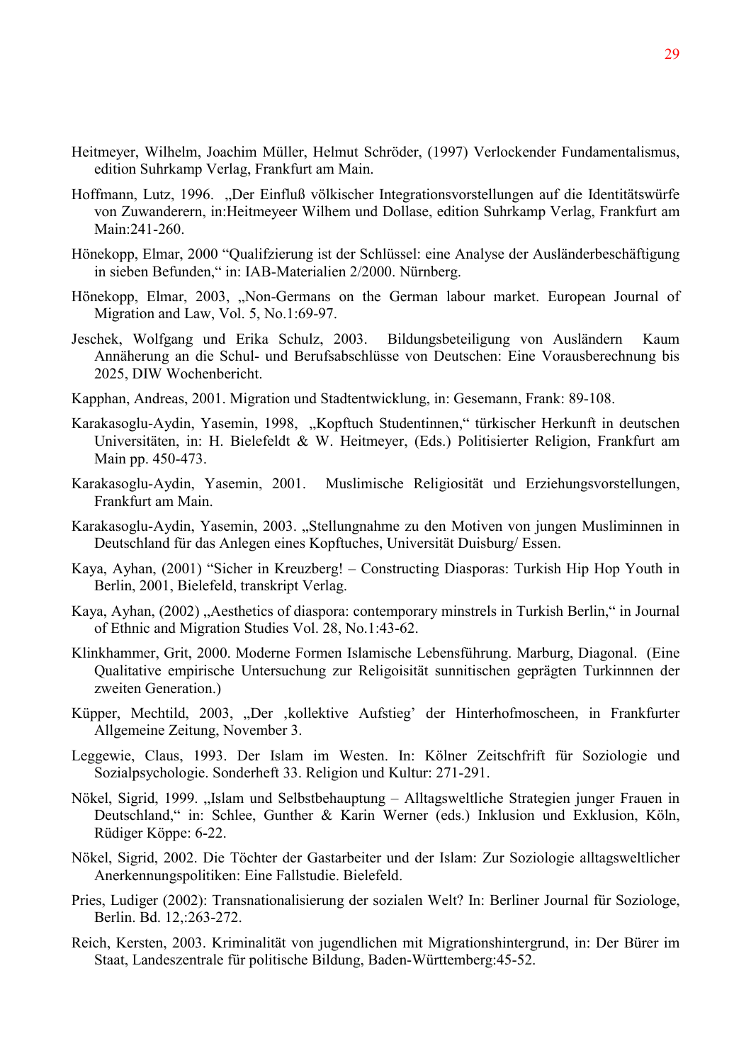Heitmeyer, Wilhelm, Joachim Müller, Helmut Schröder, (1997) Verlockender Fundamentalismus, edition Suhrkamp Verlag, Frankfurt am Main.

Hoffmann, Lutz, 1996. „Der Einfluß völkischer Integrationsvorstellungen auf die Identitätswürfe von Zuwanderern, in:Heitmeyeer Wilhem und Dollase, edition Suhrkamp Verlag, Frankfurt am Main:241-260.

Hönekopp, Elmar, 2000 "Qualifzierung ist der Schlüssel: eine Analyse der Ausländerbeschäftigung in sieben Befunden," in: IAB-Materialien 2/2000. Nürnberg.

Hönekopp, Elmar, 2003, „Non-Germans on the German labour market. European Journal of Migration and Law, Vol. 5, No.1:69-97.

Jeschek, Wolfgang und Erika Schulz, 2003. Bildungsbeteiligung von Ausländern Kaum Annäherung an die Schul- und Berufsabschlüsse von Deutschen: Eine Vorausberechnung bis 2025, DIW Wochenbericht.

Kapphan, Andreas, 2001. Migration und Stadtentwicklung, in: Gesemann, Frank: 89-108.

Karakasoglu-Aydin, Yasemin, 1998, „Kopftuch Studentinnen," türkischer Herkunft in deutschen Universitäten, in: H. Bielefeldt & W. Heitmeyer, (Eds.) Politisierter Religion, Frankfurt am Main pp. 450-473.

Karakasoglu-Aydin, Yasemin, 2001. Muslimische Religiosität und Erziehungsvorstellungen, Frankfurt am Main.

Karakasoglu-Aydin, Yasemin, 2003. „Stellungnahme zu den Motiven von jungen Musliminnen in Deutschland für das Anlegen eines Kopftuches, Universität Duisburg/ Essen.

Kaya, Ayhan, (2001) "Sicher in Kreuzberg! – Constructing Diasporas: Turkish Hip Hop Youth in Berlin, 2001, Bielefeld, transkript Verlag.

Kaya, Ayhan, (2002) „Aesthetics of diaspora: contemporary minstrels in Turkish Berlin," in Journal of Ethnic and Migration Studies Vol. 28, No.1:43-62.

Klinkhammer, Grit, 2000. Moderne Formen Islamische Lebensführung. Marburg, Diagonal. (Eine Qualitative empirische Untersuchung zur Religoisität sunnitischen geprägten Turkinnnen der zweiten Generation.)

Küpper, Mechtild, 2003, „Der ‚kollektive Aufstieg' der Hinterhofmoscheen, in Frankfurter Allgemeine Zeitung, November 3.

Leggewie, Claus, 1993. Der Islam im Westen. In: Kölner Zeitschfrift für Soziologie und Sozialpsychologie. Sonderheft 33. Religion und Kultur: 271-291.

Nökel, Sigrid, 1999. „Islam und Selbstbehauptung – Alltagsweltliche Strategien junger Frauen in Deutschland," in: Schlee, Gunther & Karin Werner (eds.) Inklusion und Exklusion, Köln, Rüdiger Köppe: 6-22.

Nökel, Sigrid, 2002. Die Töchter der Gastarbeiter und der Islam: Zur Soziologie alltagsweltlicher Anerkennungspolitiken: Eine Fallstudie. Bielefeld.

Pries, Ludiger (2002): Transnationalisierung der sozialen Welt? In: Berliner Journal für Soziologe, Berlin. Bd. 12,:263-272.

Reich, Kersten, 2003. Kriminalität von jugendlichen mit Migrationshintergrund, in: Der Bürer im Staat, Landeszentrale für politische Bildung, Baden-Württemberg:45-52.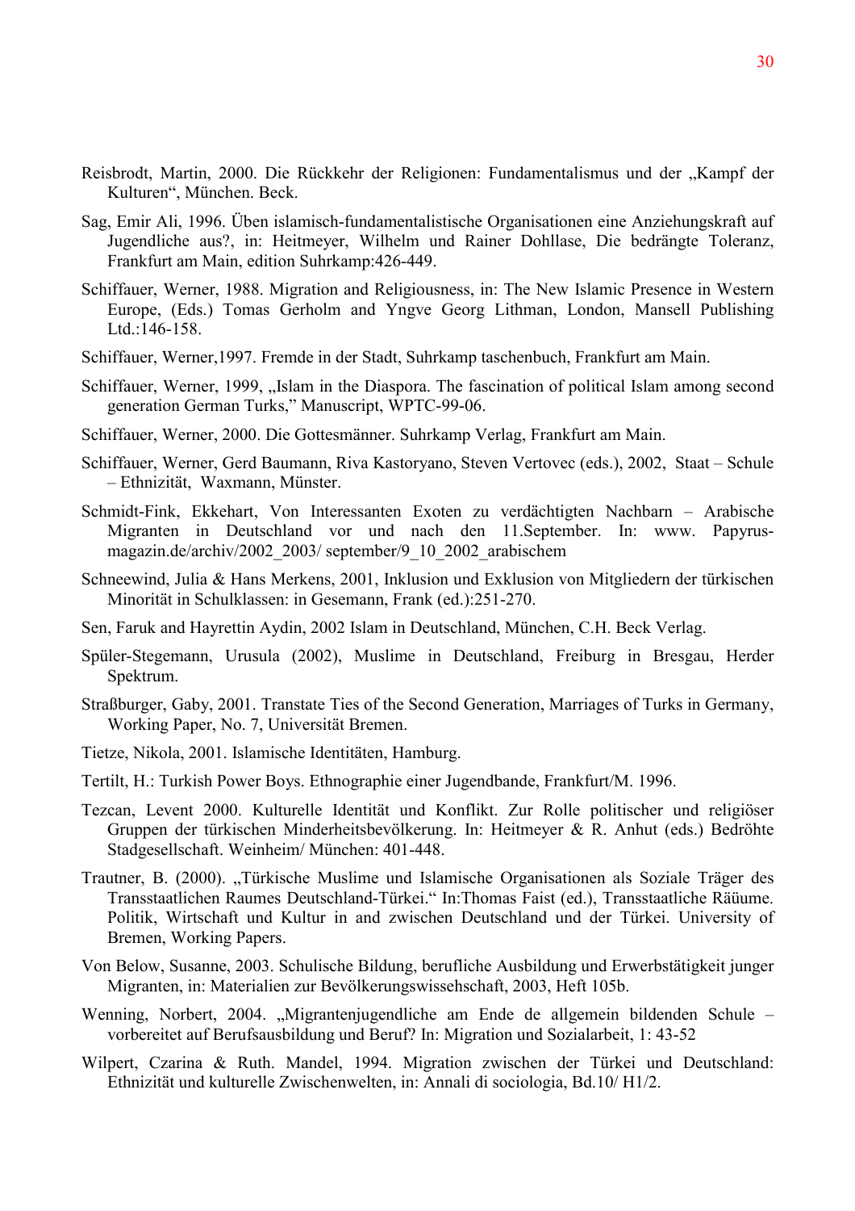Reisbrodt, Martin, 2000. Die Rückkehr der Religionen: Fundamentalismus und der „Kampf der Kulturen", München. Beck.

Sag, Emir Ali, 1996. Üben islamisch-fundamentalistische Organisationen eine Anziehungskraft auf Jugendliche aus?, in: Heitmeyer, Wilhelm und Rainer Dohllase, Die bedrängte Toleranz, Frankfurt am Main, edition Suhrkamp:426-449.

Schiffauer, Werner, 1988. Migration and Religiousness, in: The New Islamic Presence in Western Europe, (Eds.) Tomas Gerholm and Yngve Georg Lithman, London, Mansell Publishing Ltd.:146-158.

Schiffauer, Werner,1997. Fremde in der Stadt, Suhrkamp taschenbuch, Frankfurt am Main.

Schiffauer, Werner, 1999, „Islam in the Diaspora. The fascination of political Islam among second generation German Turks," Manuscript, WPTC-99-06.

Schiffauer, Werner, 2000. Die Gottesmänner. Suhrkamp Verlag, Frankfurt am Main.

Schiffauer, Werner, Gerd Baumann, Riva Kastoryano, Steven Vertovec (eds.), 2002, Staat – Schule – Ethnizität, Waxmann, Münster.

Schmidt-Fink, Ekkehart, Von Interessanten Exoten zu verdächtigten Nachbarn – Arabische Migranten in Deutschland vor und nach den 11.September. In: www. Papyrus-magazin.de/archiv/2002_2003/ september/9_10_2002_arabischem

Schneewind, Julia & Hans Merkens, 2001, Inklusion und Exklusion von Mitgliedern der türkischen Minorität in Schulklassen: in Gesemann, Frank (ed.):251-270.

Sen, Faruk and Hayrettin Aydin, 2002 Islam in Deutschland, München, C.H. Beck Verlag.

Spüler-Stegemann, Urusula (2002), Muslime in Deutschland, Freiburg in Bresgau, Herder Spektrum.

Straßburger, Gaby, 2001. Transtate Ties of the Second Generation, Marriages of Turks in Germany, Working Paper, No. 7, Universität Bremen.

Tietze, Nikola, 2001. Islamische Identitäten, Hamburg.

Tertilt, H.: Turkish Power Boys. Ethnographie einer Jugendbande, Frankfurt/M. 1996.

Tezcan, Levent 2000. Kulturelle Identität und Konflikt. Zur Rolle politischer und religiöser Gruppen der türkischen Minderheitsbevölkerung. In: Heitmeyer & R. Anhut (eds.) Bedröhte Stadgesellschaft. Weinheim/ München: 401-448.

Trautner, B. (2000). „Türkische Muslime und Islamische Organisationen als Soziale Träger des Transstaatlichen Raumes Deutschland-Türkei." In:Thomas Faist (ed.), Transstaatliche Räuume. Politik, Wirtschaft und Kultur in and zwischen Deutschland und der Türkei. University of Bremen, Working Papers.

Von Below, Susanne, 2003. Schulische Bildung, berufliche Ausbildung und Erwerbstätigkeit junger Migranten, in: Materialien zur Bevölkerungswissehschaft, 2003, Heft 105b.

Wenning, Norbert, 2004. „Migrantenjugendliche am Ende de allgemein bildenden Schule – vorbereitet auf Berufsausbildung und Beruf? In: Migration und Sozialarbeit, 1: 43-52

Wilpert, Czarina & Ruth. Mandel, 1994. Migration zwischen der Türkei und Deutschland: Ethnizität und kulturelle Zwischenwelten, in: Annali di sociologia, Bd.10/ H1/2.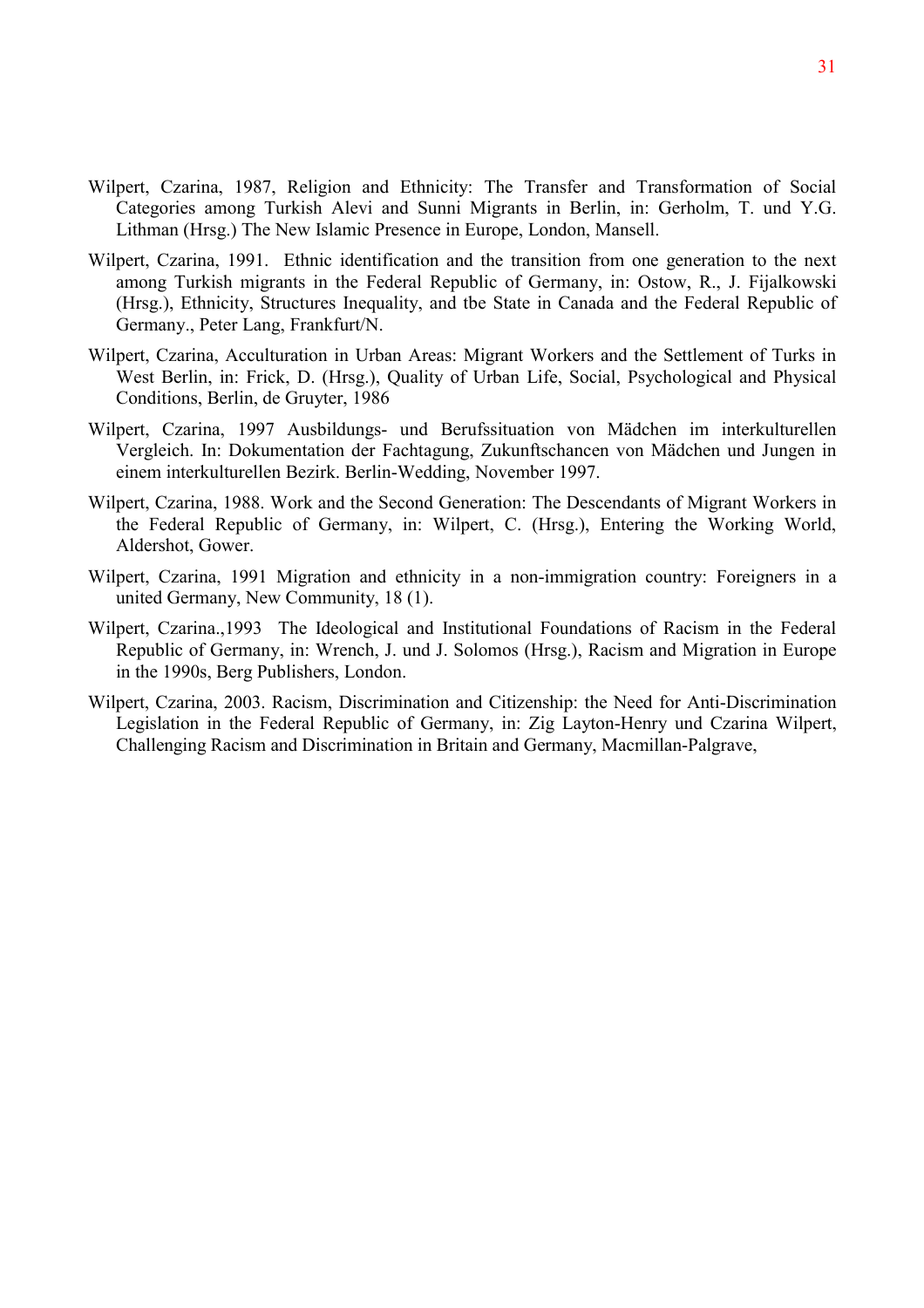Wilpert, Czarina, 1987, Religion and Ethnicity: The Transfer and Transformation of Social Categories among Turkish Alevi and Sunni Migrants in Berlin, in: Gerholm, T. und Y.G. Lithman (Hrsg.) The New Islamic Presence in Europe, London, Mansell.

Wilpert, Czarina, 1991. Ethnic identification and the transition from one generation to the next among Turkish migrants in the Federal Republic of Germany, in: Ostow, R., J. Fijalkowski (Hrsg.), Ethnicity, Structures Inequality, and tbe State in Canada and the Federal Republic of Germany., Peter Lang, Frankfurt/N.

Wilpert, Czarina, Acculturation in Urban Areas: Migrant Workers and the Settlement of Turks in West Berlin, in: Frick, D. (Hrsg.), Quality of Urban Life, Social, Psychological and Physical Conditions, Berlin, de Gruyter, 1986

Wilpert, Czarina, 1997 Ausbildungs- und Berufssituation von Mädchen im interkulturellen Vergleich. In: Dokumentation der Fachtagung, Zukunftschancen von Mädchen und Jungen in einem interkulturellen Bezirk. Berlin-Wedding, November 1997.

Wilpert, Czarina, 1988. Work and the Second Generation: The Descendants of Migrant Workers in the Federal Republic of Germany, in: Wilpert, C. (Hrsg.), Entering the Working World, Aldershot, Gower.

Wilpert, Czarina, 1991 Migration and ethnicity in a non-immigration country: Foreigners in a united Germany, New Community, 18 (1).

Wilpert, Czarina.,1993 The Ideological and Institutional Foundations of Racism in the Federal Republic of Germany, in: Wrench, J. und J. Solomos (Hrsg.), Racism and Migration in Europe in the 1990s, Berg Publishers, London.

Wilpert, Czarina, 2003. Racism, Discrimination and Citizenship: the Need for Anti-Discrimination Legislation in the Federal Republic of Germany, in: Zig Layton-Henry und Czarina Wilpert, Challenging Racism and Discrimination in Britain and Germany, Macmillan-Palgrave,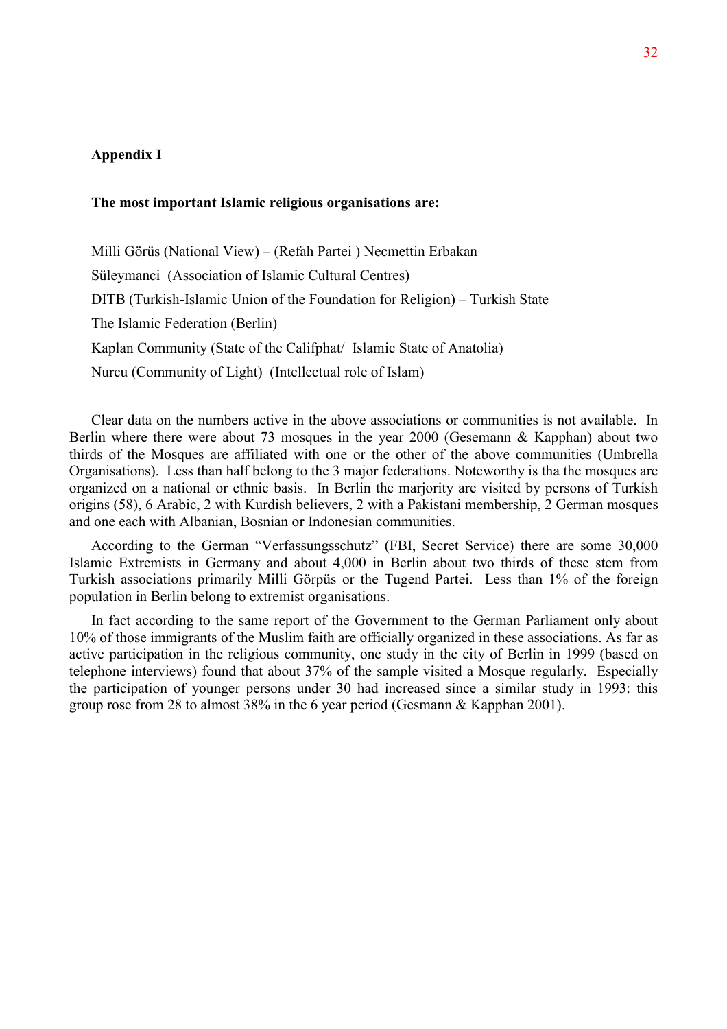**Appendix I**

**The most important Islamic religious organisations are:**

Milli Görüs (National View) – (Refah Partei ) Necmettin Erbakan

Süleymanci (Association of Islamic Cultural Centres)

DITB (Turkish-Islamic Union of the Foundation for Religion) – Turkish State

The Islamic Federation (Berlin)

Kaplan Community (State of the Califphat/ Islamic State of Anatolia)

Nurcu (Community of Light) (Intellectual role of Islam)

Clear data on the numbers active in the above associations or communities is not available. In Berlin where there were about 73 mosques in the year 2000 (Gesemann & Kapphan) about two thirds of the Mosques are affiliated with one or the other of the above communities (Umbrella Organisations). Less than half belong to the 3 major federations. Noteworthy is tha the mosques are organized on a national or ethnic basis. In Berlin the marjority are visited by persons of Turkish origins (58), 6 Arabic, 2 with Kurdish believers, 2 with a Pakistani membership, 2 German mosques and one each with Albanian, Bosnian or Indonesian communities.

According to the German "Verfassungsschutz" (FBI, Secret Service) there are some 30,000 Islamic Extremists in Germany and about 4,000 in Berlin about two thirds of these stem from Turkish associations primarily Milli Görpüs or the Tugend Partei. Less than 1% of the foreign population in Berlin belong to extremist organisations.

In fact according to the same report of the Government to the German Parliament only about 10% of those immigrants of the Muslim faith are officially organized in these associations. As far as active participation in the religious community, one study in the city of Berlin in 1999 (based on telephone interviews) found that about 37% of the sample visited a Mosque regularly. Especially the participation of younger persons under 30 had increased since a similar study in 1993: this group rose from 28 to almost 38% in the 6 year period (Gesmann & Kapphan 2001).